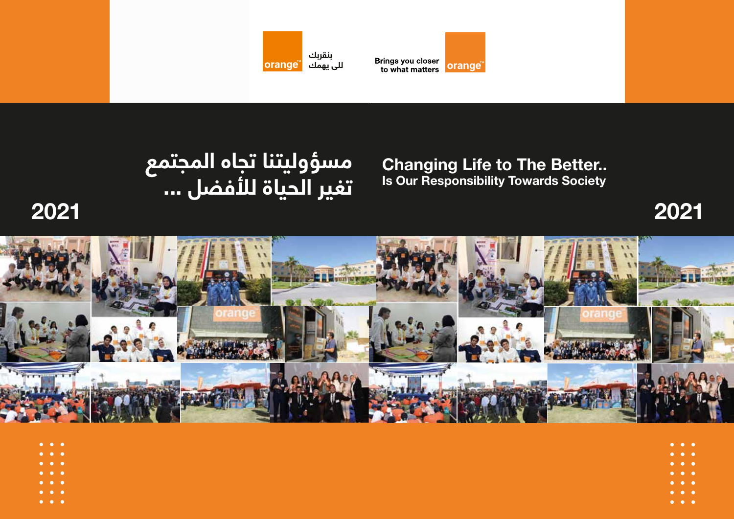orange™ بنقربك للى يهمك

Brings you closer to what matters orange™

# مسؤوليتنا تجاه المجتمع تغير الحياة للأفضل ...

# 2021

# Changing Life to The Better.. Is Our Responsibility Towards Society

# 2021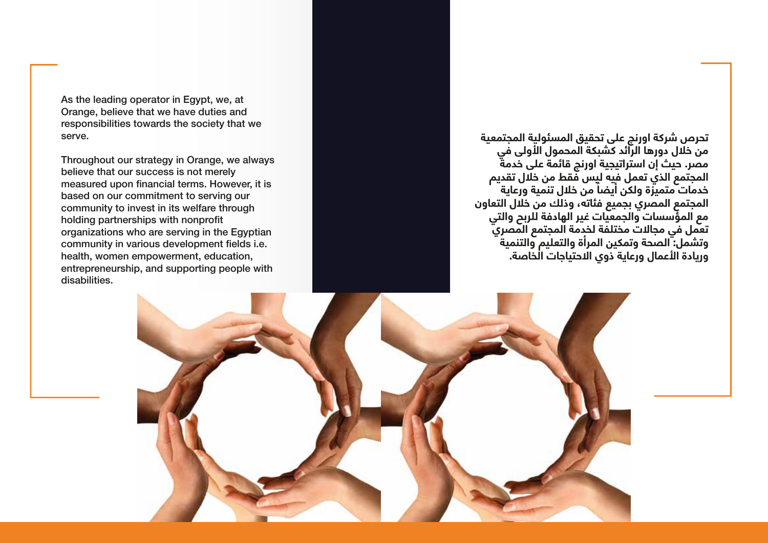As the leading operator in Egypt, we, at Orange, believe that we have duties and responsibilities towards the society that we serve.

Throughout our strategy in Orange, we always believe that our success is not merely measured upon financial terms. However, it is based on our commitment to serving our community to invest in its welfare through holding partnerships with nonprofit organizations who are serving in the Egyptian community in various development fields i.e. health, women empowerment, education, entrepreneurship, and supporting people with disabilities.

**تحرص شركة اورنچ على تحقيق المسئولية المجتمعية من خلال دورها الرائد كشبكة المحمول الأولى في مصر. حيث إن استراتيجية اورنچ قائمة على خدمة المجتمع الذي تعمل فيه ليس فقط من خلال تقديم خدمات متميزة ولكن أيضاً من خلال تنمية ورعاية المجتمع المصري بجميع فئاته، وذلك من خلال التعاون مع المؤسسات والجمعيات غير الهادفة للربح والتي تعمل في مجالات مختلفة لخدمة المجتمع المصري وتشمل: الصحة وتمكين المرأة والتعليم والتنمية وريادة الأعمال ورعاية ذوي الاحتياجات الخاصة.**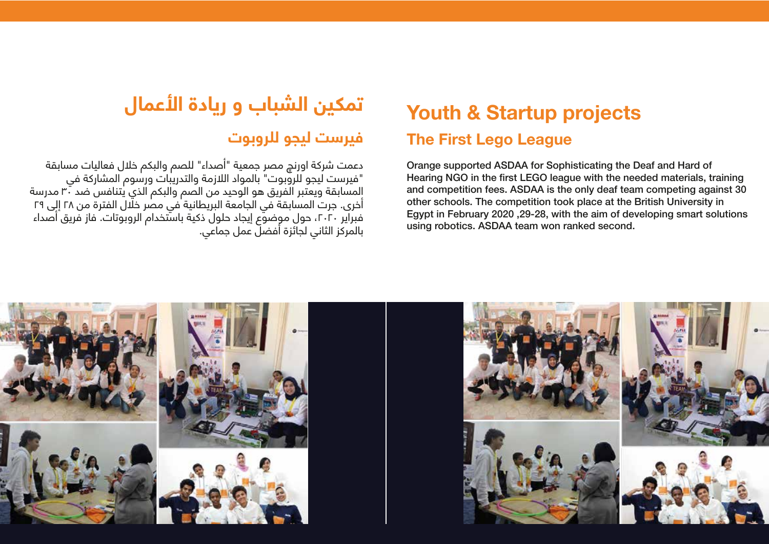# Youth & Startup projects

## The First Lego League

Orange supported ASDAA for Sophisticating the Deaf and Hard of Hearing NGO in the first LEGO league with the needed materials, training and competition fees. ASDAA is the only deaf team competing against 30 other schools. The competition took place at the British University in Egypt in February 2020 ,29-28, with the aim of developing smart solutions using robotics. ASDAA team won ranked second.

# تمكين الشباب و ريادة الأعمال

## فيرست ليجو للروبوت

دعمت شركة اورنچ مصر جمعية "أصداء" للصم والبكم خلال فعاليات مسابقة "فيرست ليجو للروبوت" بالمواد اللازمة والتدريبات ورسوم المشاركة في المسابقة ويعتبر الفريق هو الوحيد من الصم والبكم الذي يتنافس ضد ٣٠ مدرسة أخرى. جرت المسابقة في الجامعة البريطانية في مصر خلال الفترة من ٢٨ إلى ٢٩ فبراير ٢٠٢٠، حول موضوع إيجاد حلول ذكية باستخدام الروبوتات. فاز فريق أصداء بالمركز الثاني لجائزة أفضل عمل جماعي.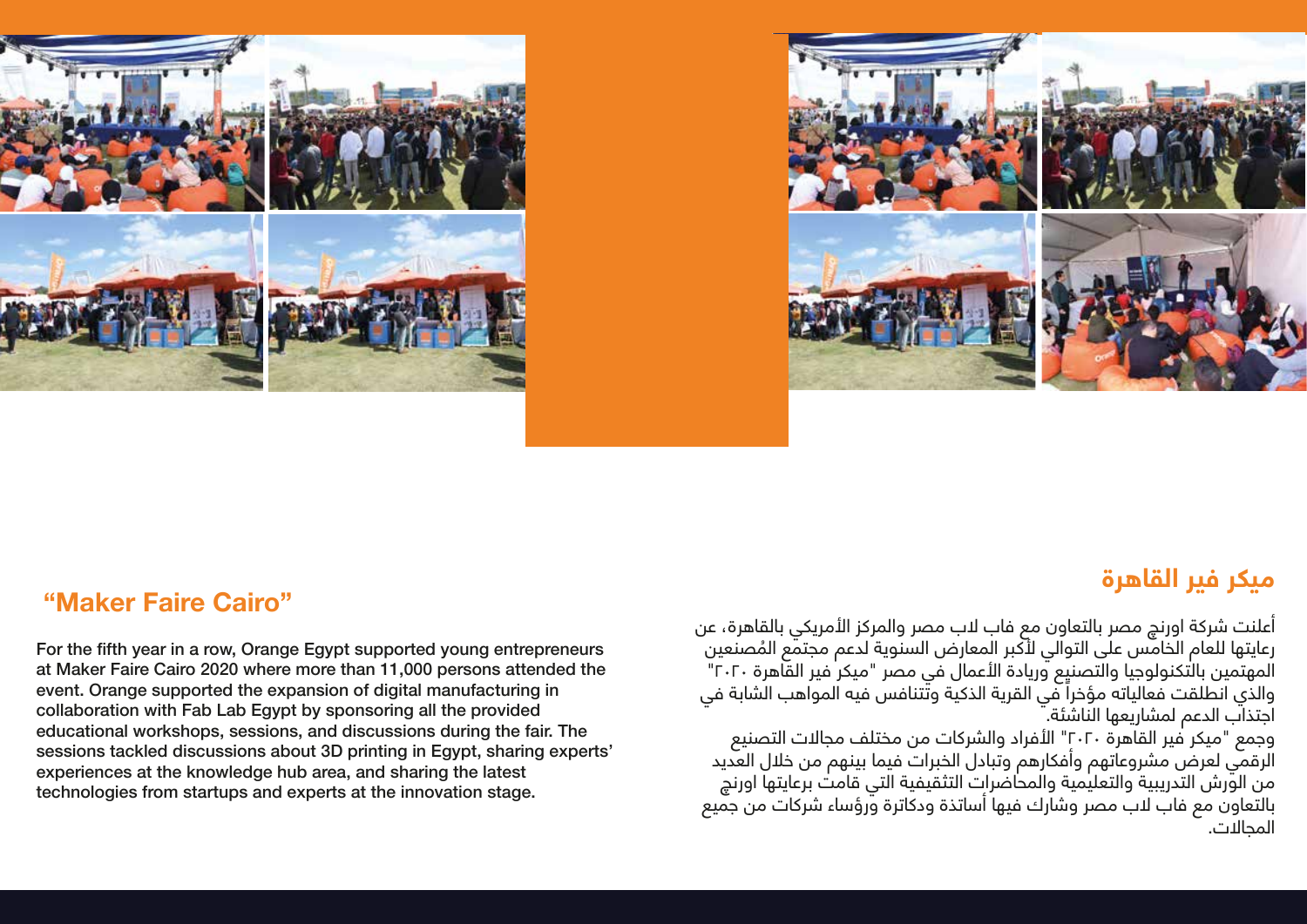## "Maker Faire Cairo"

For the fifth year in a row, Orange Egypt supported young entrepreneurs at Maker Faire Cairo 2020 where more than 11,000 persons attended the event. Orange supported the expansion of digital manufacturing in collaboration with Fab Lab Egypt by sponsoring all the provided educational workshops, sessions, and discussions during the fair. The sessions tackled discussions about 3D printing in Egypt, sharing experts' experiences at the knowledge hub area, and sharing the latest technologies from startups and experts at the innovation stage.

## ميكر فير القاهرة

أعلنت شركة اورنچ مصر بالتعاون مع فاب لاب مصر والمركز الأمريكي بالقاهرة، عن رعايتها للعام الخامس على التوالي لأكبر المعارض السنوية لدعم مجتمع المُصنعين المهتمين بالتكنولوجيا والتصنيع وريادة الأعمال في مصر "ميكر فير القاهرة ٢٠٢٠" والذي انطلقت فعالياته مؤخراً في القرية الذكية وتتنافس فيه المواهب الشابة في اجتذاب الدعم لمشاريعها الناشئة.

وجمع "ميكر فير القاهرة ٢٠٢٠" الأفراد والشركات من مختلف مجالات التصنيع الرقمي لعرض مشروعاتهم وأفكارهم وتبادل الخبرات فيما بينهم من خلال العديد من الورش التدريبية والتعليمية والمحاضرات التثقيفية التي قامت برعايتها اورنچ بالتعاون مع فاب لاب مصر وشارك فيها أساتذة ودكاترة ورؤساء شركات من جميع المجالات.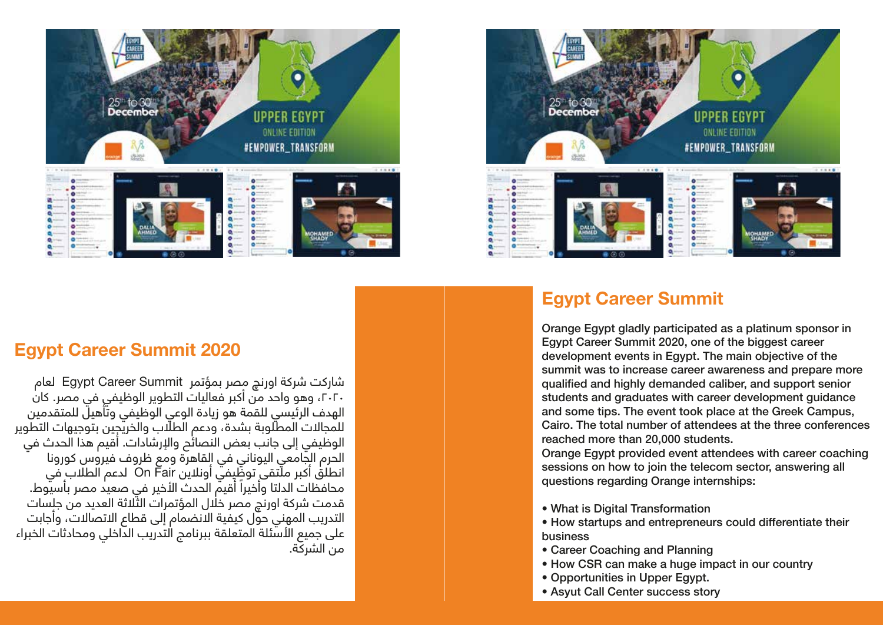## Egypt Career Summit 2020

شاركت شركة اورنج مصر بمؤتمر Egypt Career Summit لعام ٢٠٢٠، وهو واحد من أكبر فعاليات التطوير الوظيفي في مصر. كان الهدف الرئيسي للقمة هو زيادة الوعي الوظيفي وتأهيل للمتقدمين للمجالات المطلوبة بشدة، ودعم الطلاب والخريجين بتوجيهات التطوير الوظيفي إلى جانب بعض النصائح والإرشادات. أقيم هذا الحدث في الحرم الجامعي اليوناني في القاهرة ومع ظروف فيروس كورونا انطلق أكبر ملتقى توظيفي أونلاين On Fair لدعم الطلاب في محافظات الدلتا وأخيراً أقيم الحدث الأخير في صعيد مصر بأسيوط. قدمت شركة اورنج مصر خلال المؤتمرات الثلاثة العديد من جلسات التدريب المهني حول كيفية الانضمام إلى قطاع الاتصالات، وأجابت على جميع الأسئلة المتعلقة ببرنامج التدريب الداخلي ومحادثات الخبراء من الشركة.

## Egypt Career Summit

Orange Egypt gladly participated as a platinum sponsor in Egypt Career Summit 2020, one of the biggest career development events in Egypt. The main objective of the summit was to increase career awareness and prepare more qualified and highly demanded caliber, and support senior students and graduates with career development guidance and some tips. The event took place at the Greek Campus, Cairo. The total number of attendees at the three conferences reached more than 20,000 students.

Orange Egypt provided event attendees with career coaching sessions on how to join the telecom sector, answering all questions regarding Orange internships:

- What is Digital Transformation
- How startups and entrepreneurs could differentiate their business
- Career Coaching and Planning
- How CSR can make a huge impact in our country
- Opportunities in Upper Egypt.
- Asyut Call Center success story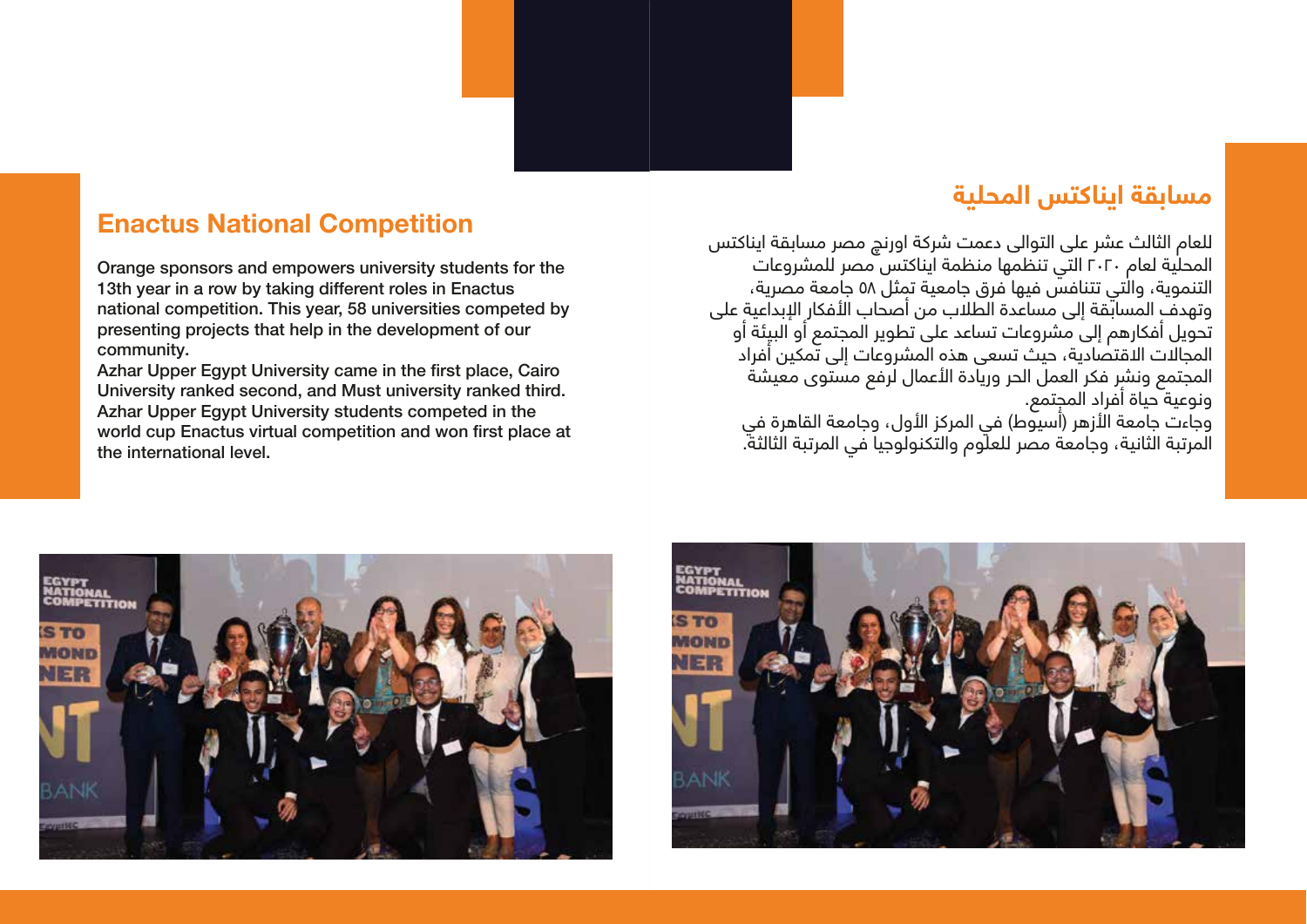## Enactus National Competition

Orange sponsors and empowers university students for the 13th year in a row by taking different roles in Enactus national competition. This year, 58 universities competed by presenting projects that help in the development of our community.

Azhar Upper Egypt University came in the first place, Cairo University ranked second, and Must university ranked third.

Azhar Upper Egypt University students competed in the world cup Enactus virtual competition and won first place at the international level.

## مسابقة ايناكتس المحلية

للعام الثالث عشر على التوالى دعمت شركة اورنچ مصر مسابقة ايناكتس المحلية لعام ٢٠٢٠ التي تنظمها منظمة ايناكتس مصر للمشروعات التنموية، والتي تتنافس فيها فرق جامعية تمثل ٥٨ جامعة مصرية، وتهدف المسابقة إلى مساعدة الطلاب من أصحاب الأفكار الإبداعية على تحويل أفكارهم إلى مشروعات تساعد على تطوير المجتمع أو البيئة أو المجالات الاقتصادية، حيث تسعى هذه المشروعات إلى تمكين أفراد المجتمع ونشر فكر العمل الحر وريادة الأعمال لرفع مستوى معيشة ونوعية حياة أفراد المجتمع.

وجاءت جامعة الأزهر (أسيوط) في المركز الأول، وجامعة القاهرة في المرتبة الثانية، وجامعة مصر للعلوم والتكنولوجيا في المرتبة الثالثة.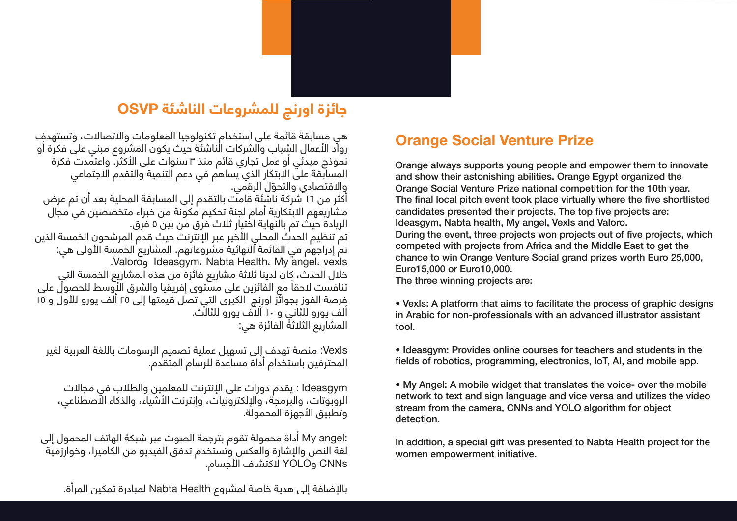## جائزة اورنچ للمشروعات الناشئة OSVP

هي مسابقة قائمة على استخدام تكنولوجيا المعلومات والاتصالات، وتستهدف رواد الأعمال الشباب والشركات الناشئة حيث يكون المشروع مبني على فكرة أو نموذج مبدئي أو عمل تجاري قائم منذ ٣ سنوات على الأكثر. واعتمدت فكرة المسابقة على الابتكار الذي يساهم في دعم التنمية والتقدم الاجتماعي والاقتصادي والتحوّل الرقمي.

أكثر من ١٦ شركة ناشئة قامت بالتقدم إلى المسابقة المحلية بعد أن تم عرض مشاريعهم الابتكارية أمام لجنة تحكيم مكونة من خبراء متخصصين في مجال الريادة حيث تم بالنهاية اختيار ثلاث فرق من بين ٥ فرق.

تم تنظيم الحدث المحلي الأخير عبر الإنترنت حيث قدم المرشحون الخمسة الذين تم إدراجهم في القائمة النهائية مشروعاتهم. المشاريع الخمسة الأولى هي: Ideasgym، Nabta Health، My angel، vexls وValoro.

خلال الحدث، كان لدينا ثلاثة مشاريع فائزة من هذه المشاريع الخمسة التي تنافست لاحقاً مع الفائزين على مستوى إفريقيا والشرق الأوسط للحصول على فرصة الفوز بجوائز اورنچ الكبرى التي تصل قيمتها إلى ٢٥ ألف يورو للأول و ١٥ ألف يورو للثاني و ١٠ الاف يورو للثالث.

المشاريع الثلاثة الفائزة هي:

Vexls: منصة تهدف إلى تسهيل عملية تصميم الرسومات باللغة العربية لغير المحترفين باستخدام أداة مساعدة للرسام المتقدم.

Ideasgym : يقدم دورات على الإنترنت للمعلمين والطلاب في مجالات الروبوتات، والبرمجة، والإلكترونيات، وإنترنت الأشياء، والذكاء الاصطناعي، وتطبيق الأجهزة المحمولة.

My angel: أداة محمولة تقوم بترجمة الصوت عبر شبكة الهاتف المحمول إلى لغة النص والإشارة والعكس وتستخدم تدفق الفيديو من الكاميرا، وخوارزمية CNNs وYOLO لاكتشاف الأجسام.

بالإضافة إلى هدية خاصة لمشروع Nabta Health لمبادرة تمكين المرأة.

## Orange Social Venture Prize

**Orange always supports young people and empower them to innovate and show their astonishing abilities. Orange Egypt organized the Orange Social Venture Prize national competition for the 10th year. The final local pitch event took place virtually where the five shortlisted candidates presented their projects. The top five projects are: Ideasgym, Nabta health, My angel, Vexls and Valoro.**

**During the event, three projects won projects out of five projects, which competed with projects from Africa and the Middle East to get the chance to win Orange Venture Social grand prizes worth Euro 25,000, Euro15,000 or Euro10,000.**

**The three winning projects are:**

- **Vexls: A platform that aims to facilitate the process of graphic designs in Arabic for non-professionals with an advanced illustrator assistant tool.**

- **Ideasgym: Provides online courses for teachers and students in the fields of robotics, programming, electronics, IoT, AI, and mobile app.**

- **My Angel: A mobile widget that translates the voice- over the mobile network to text and sign language and vice versa and utilizes the video stream from the camera, CNNs and YOLO algorithm for object detection.**

**In addition, a special gift was presented to Nabta Health project for the women empowerment initiative.**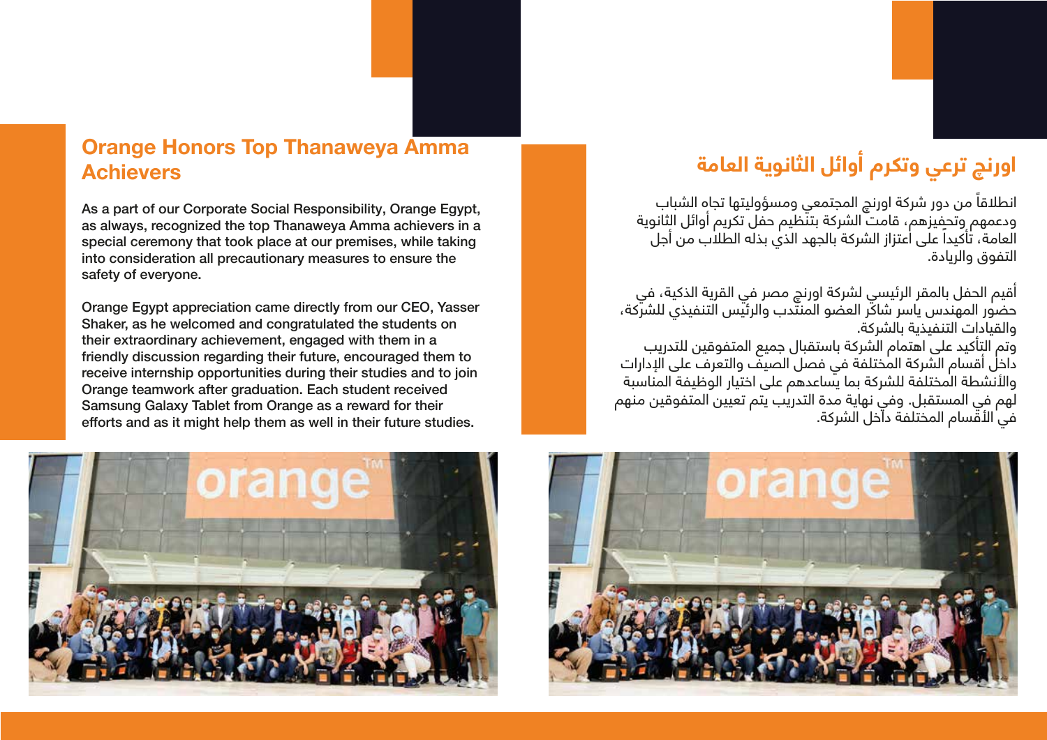## Orange Honors Top Thanaweya Amma Achievers

**As a part of our Corporate Social Responsibility, Orange Egypt, as always, recognized the top Thanaweya Amma achievers in a special ceremony that took place at our premises, while taking into consideration all precautionary measures to ensure the safety of everyone.**

**Orange Egypt appreciation came directly from our CEO, Yasser Shaker, as he welcomed and congratulated the students on their extraordinary achievement, engaged with them in a friendly discussion regarding their future, encouraged them to receive internship opportunities during their studies and to join Orange teamwork after graduation. Each student received Samsung Galaxy Tablet from Orange as a reward for their efforts and as it might help them as well in their future studies.**

## اورنج ترعي وتكرم أوائل الثانوية العامة

انطلاقاً من دور شركة اورنچ المجتمعي ومسؤوليتها تجاه الشباب ودعمهم وتحفيزهم، قامت الشركة بتنظيم حفل تكريم أوائل الثانوية العامة، تأكيداً على اعتزاز الشركة بالجهد الذي بذله الطلاب من أجل التفوق والريادة.

أقيم الحفل بالمقر الرئيسي لشركة اورنچ مصر في القرية الذكية، في حضور المهندس ياسر شاكر العضو المنتدب والرئيس التنفيذي للشركة، والقيادات التنفيذية بالشركة.
وتم التأكيد على اهتمام الشركة باستقبال جميع المتفوقين للتدريب داخل أقسام الشركة المختلفة في فصل الصيف والتعرف على الإدارات والأنشطة المختلفة للشركة بما يساعدهم على اختيار الوظيفة المناسبة لهم في المستقبل. وفي نهاية مدة التدريب يتم تعيين المتفوقين منهم في الأقسام المختلفة داخل الشركة.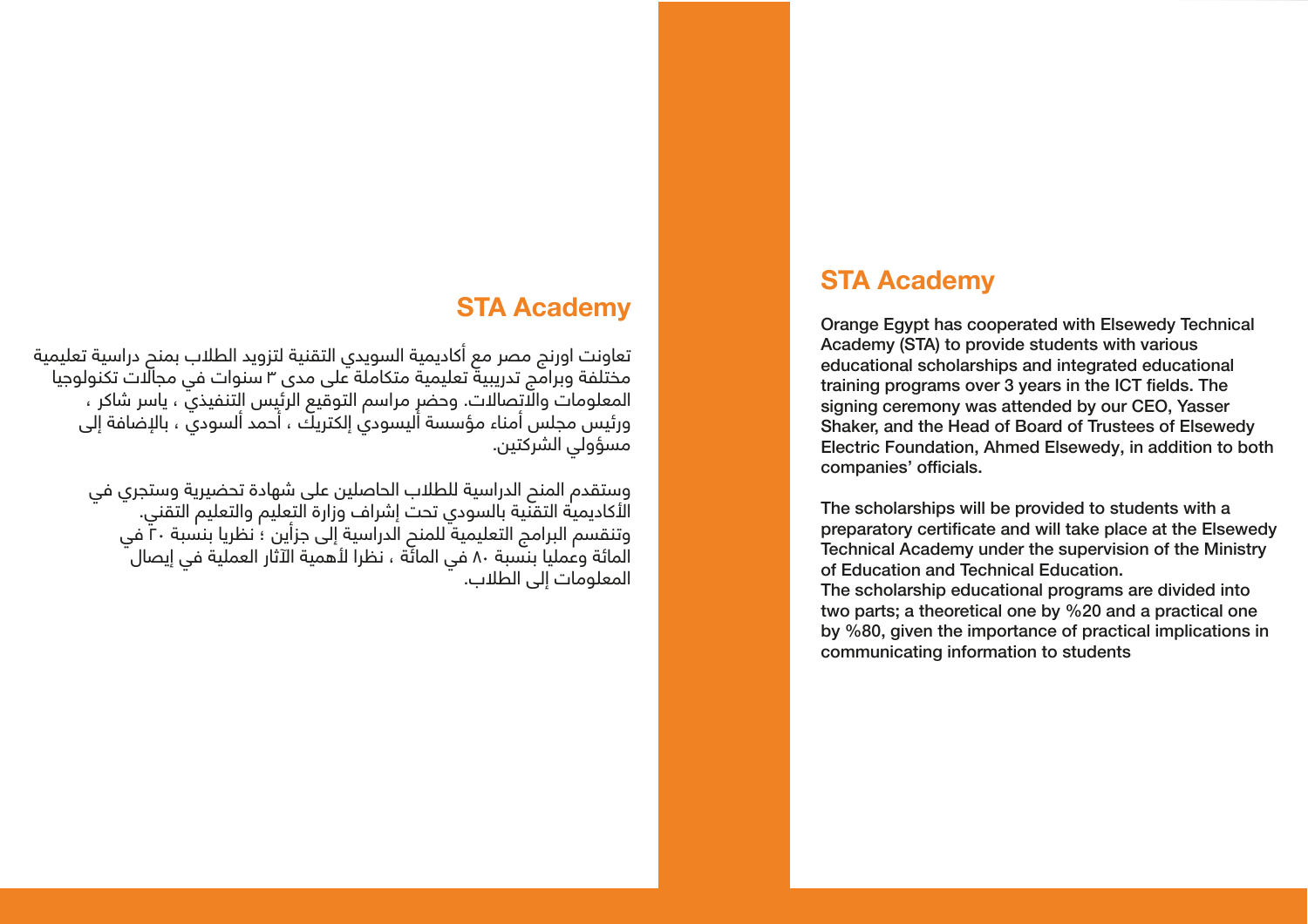## STA Academy

تعاونت اورنج مصر مع أكاديمية السويدي التقنية لتزويد الطلاب بمنح دراسية تعليمية مختلفة وبرامج تدريبية تعليمية متكاملة على مدى ٣ سنوات في مجالات تكنولوجيا المعلومات والاتصالات. وحضر مراسم التوقيع الرئيس التنفيذي ، ياسر شاكر ، ورئيس مجلس أمناء مؤسسة أليسودي إلكتريك ، أحمد ألسودي ، بالإضافة إلى مسؤولي الشركتين.

وستقدم المنح الدراسية للطلاب الحاصلين على شهادة تحضيرية وستجري في الأكاديمية التقنية بالسودي تحت إشراف وزارة التعليم والتعليم التقني.
وتنقسم البرامج التعليمية للمنح الدراسية إلى جزأين ؛ نظريا بنسبة ٢٠ في المائة وعمليا بنسبة ٨٠ في المائة ، نظرا لأهمية الآثار العملية في إيصال المعلومات إلى الطلاب.

## STA Academy

Orange Egypt has cooperated with Elsewedy Technical Academy (STA) to provide students with various educational scholarships and integrated educational training programs over 3 years in the ICT fields. The signing ceremony was attended by our CEO, Yasser Shaker, and the Head of Board of Trustees of Elsewedy Electric Foundation, Ahmed Elsewedy, in addition to both companies' officials.

The scholarships will be provided to students with a preparatory certificate and will take place at the Elsewedy Technical Academy under the supervision of the Ministry of Education and Technical Education.
The scholarship educational programs are divided into two parts; a theoretical one by %20 and a practical one by %80, given the importance of practical implications in communicating information to students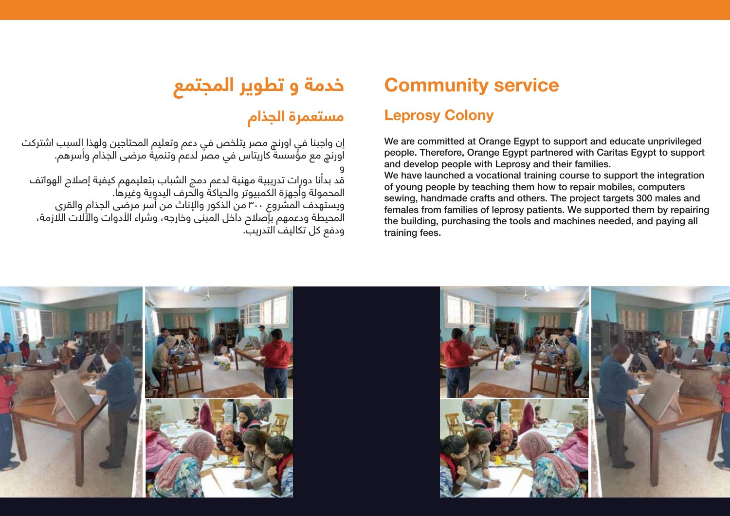# Community service

## Leprosy Colony

We are committed at Orange Egypt to support and educate unprivileged people. Therefore, Orange Egypt partnered with Caritas Egypt to support and develop people with Leprosy and their families.
We have launched a vocational training course to support the integration of young people by teaching them how to repair mobiles, computers sewing, handmade crafts and others. The project targets 300 males and females from families of leprosy patients. We supported them by repairing the building, purchasing the tools and machines needed, and paying all training fees.

# خدمة و تطوير المجتمع

## مستعمرة الجذام

إن واجبنا في اورنچ مصر يتلخص في دعم وتعليم المحتاجين ولهذا السبب اشتركت اورنچ مع مؤسسة كاريتاس في مصر لدعم وتنمية مرضى الجذام وأسرهم.
و
قد بدأنا دورات تدريبية مهنية لدعم دمج الشباب بتعليمهم كيفية إصلاح الهواتف المحمولة وأجهزة الكمبيوتر والحياكة والحرف اليدوية وغيرها.
ويستهدف المشروع ٣٠٠ من الذكور والإناث من أسر مرضى الجذام والقرى المحيطة ودعمهم بإصلاح داخل المبنى وخارجه، وشراء الأدوات والآلات اللازمة، ودفع كل تكاليف التدريب.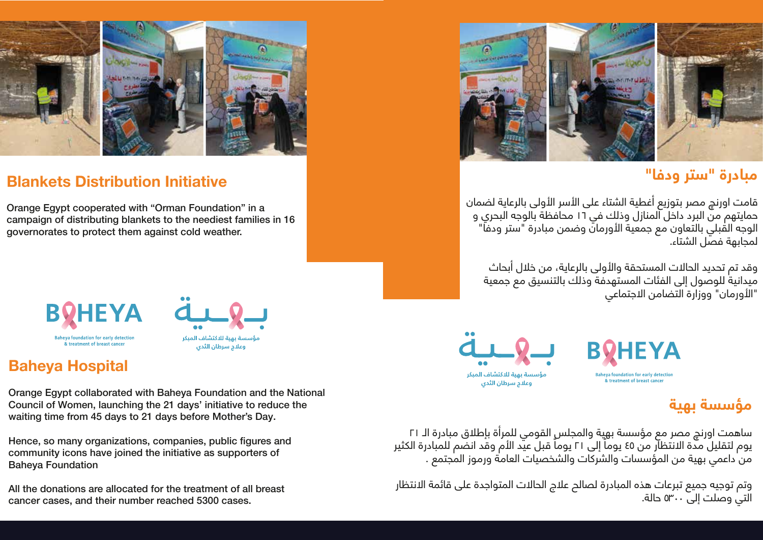## Blankets Distribution Initiative

Orange Egypt cooperated with “Orman Foundation” in a campaign of distributing blankets to the neediest families in 16 governorates to protect them against cold weather.

## مبادرة "ستر ودفا"

قامت اورنچ مصر بتوزيع أغطية الشتاء على الأسر الأولى بالرعاية لضمان حمايتهم من البرد داخل المنازل وذلك في ١٦ محافظة بالوجه البحري و الوجه القبلي بالتعاون مع جمعية الأورمان وضمن مبادرة "ستر ودفا" لمجابهة فصل الشتاء.

وقد تم تحديد الحالات المستحقة والأولى بالرعاية، من خلال أبحاث ميدانية للوصول إلى الفئات المستهدفة وذلك بالتنسيق مع جمعية "الأورمان" ووزارة التضامن الاجتماعي

BAHEYA

Baheya foundation for early detection & treatment of breast cancer

بهية

مؤسسة بهية للاكتشاف المبكر وعلاج سرطان الثدي

## Baheya Hospital

Orange Egypt collaborated with Baheya Foundation and the National Council of Women, launching the 21 days’ initiative to reduce the waiting time from 45 days to 21 days before Mother’s Day.

Hence, so many organizations, companies, public figures and community icons have joined the initiative as supporters of Baheya Foundation

All the donations are allocated for the treatment of all breast cancer cases, and their number reached 5300 cases.

## مؤسسة بهية

ساهمت اورنچ مصر مع مؤسسة بهية والمجلس القومي للمرأة بإطلاق مبادرة الـ ٢١ يوم لتقليل مدة الانتظار من ٤٥ يوما إلى ٢١ يوماً قبل عيد الأم وقد انضم للمبادرة الكثير من داعمي بهية من المؤسسات والشركات والشخصيات العامة ورموز المجتمع .

وتم توجيه جميع تبرعات هذه المبادرة لصالح علاج الحالات المتواجدة على قائمة الانتظار التي وصلت إلى ٥٣٠٠ حالة.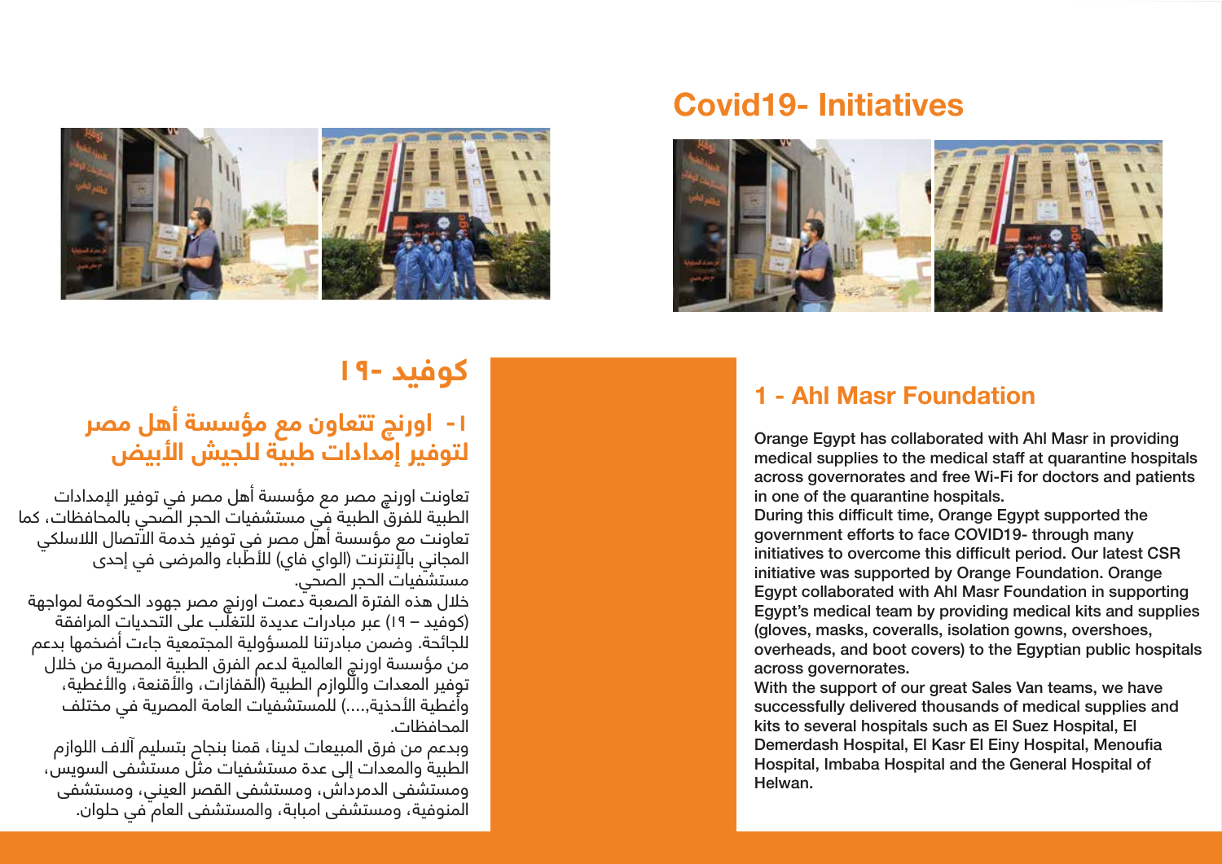# Covid19- Initiatives

## 1 - Ahl Masr Foundation

Orange Egypt has collaborated with Ahl Masr in providing medical supplies to the medical staff at quarantine hospitals across governorates and free Wi-Fi for doctors and patients in one of the quarantine hospitals.

During this difficult time, Orange Egypt supported the government efforts to face COVID19- through many initiatives to overcome this difficult period. Our latest CSR initiative was supported by Orange Foundation. Orange Egypt collaborated with Ahl Masr Foundation in supporting Egypt's medical team by providing medical kits and supplies (gloves, masks, coveralls, isolation gowns, overshoes, overheads, and boot covers) to the Egyptian public hospitals across governorates.

With the support of our great Sales Van teams, we have successfully delivered thousands of medical supplies and kits to several hospitals such as El Suez Hospital, El Demerdash Hospital, El Kasr El Einy Hospital, Menoufia Hospital, Imbaba Hospital and the General Hospital of Helwan.

# كوفيد -١٩

## ١- اورنچ تتعاون مع مؤسسة أهل مصر لتوفير إمدادات طبية للجيش الأبيض

تعاونت اورنچ مصر مع مؤسسة أهل مصر في توفير الإمدادات الطبية للفرق الطبية في مستشفيات الحجر الصحي بالمحافظات، كما تعاونت مع مؤسسة أهل مصر في توفير خدمة الاتصال اللاسلكي المجاني بالإنترنت (الواي فاي) للأطباء والمرضى في إحدى مستشفيات الحجر الصحي.

خلال هذه الفترة الصعبة دعمت اورنچ مصر جهود الحكومة لمواجهة (كوفيد – ١٩) عبر مبادرات عديدة للتغلب على التحديات المرافقة للجائحة. وضمن مبادرتنا للمسؤولية المجتمعية جاءت أضخمها بدعم من مؤسسة اورنچ العالمية لدعم الفرق الطبية المصرية من خلال توفير المعدات واللوازم الطبية (القفازات، والأقنعة، والأغطية، وأغطية الأحذية،....) للمستشفيات العامة المصرية في مختلف المحافظات.

وبدعم من فرق المبيعات لدينا، قمنا بنجاح بتسليم آلاف اللوازم الطبية والمعدات إلى عدة مستشفيات مثل مستشفى السويس، ومستشفى الدمرداش، ومستشفى القصر العيني، ومستشفى المنوفية، ومستشفى امبابة، والمستشفى العام في حلوان.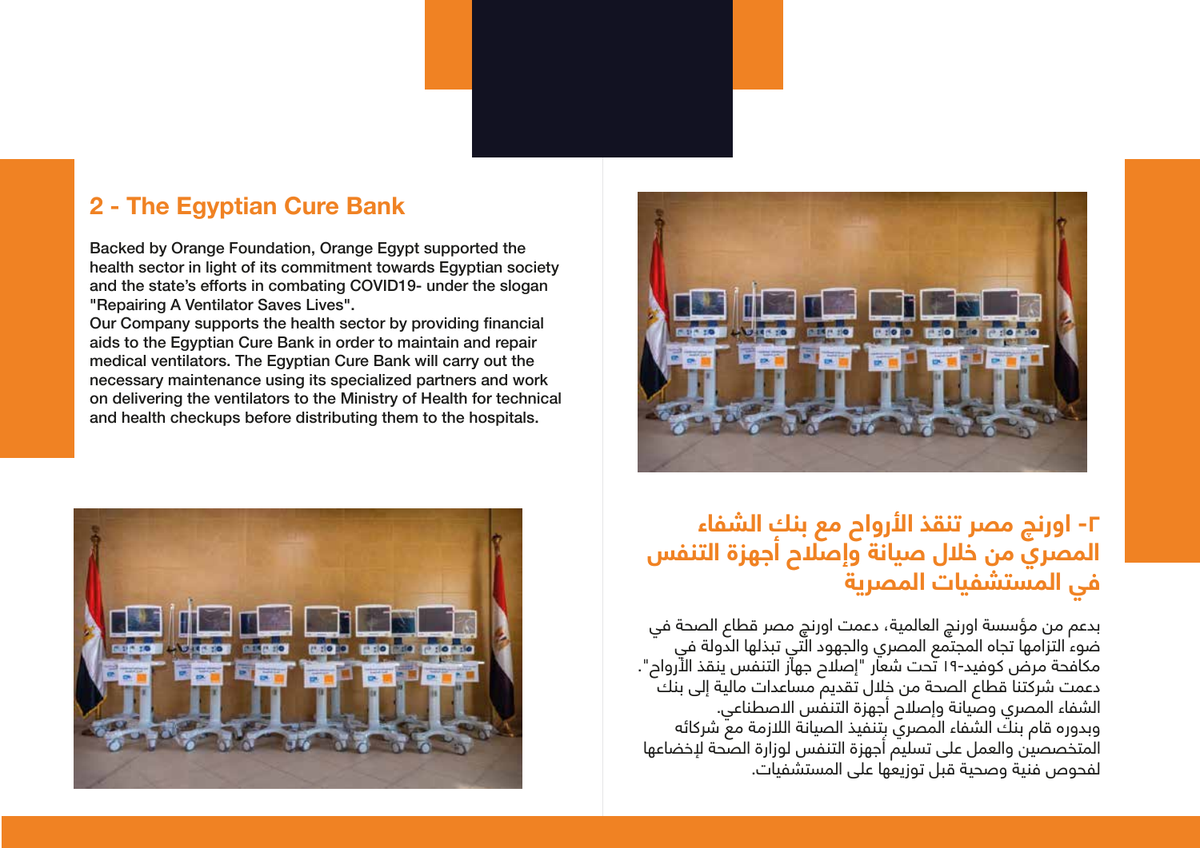## 2 - The Egyptian Cure Bank

Backed by Orange Foundation, Orange Egypt supported the health sector in light of its commitment towards Egyptian society and the state's efforts in combating COVID19- under the slogan "Repairing A Ventilator Saves Lives".
Our Company supports the health sector by providing financial aids to the Egyptian Cure Bank in order to maintain and repair medical ventilators. The Egyptian Cure Bank will carry out the necessary maintenance using its specialized partners and work on delivering the ventilators to the Ministry of Health for technical and health checkups before distributing them to the hospitals.

## ٢- اورنچ مصر تنقذ الأرواح مع بنك الشفاء المصري من خلال صيانة وإصلاح أجهزة التنفس في المستشفيات المصرية

بدعم من مؤسسة اورنچ العالمية، دعمت اورنچ مصر قطاع الصحة في ضوء التزامها تجاه المجتمع المصري والجهود التي تبذلها الدولة في مكافحة مرض كوفيد-١٩ تحت شعار "إصلاح جهاز التنفس ينقذ الأرواح".
دعمت شركتنا قطاع الصحة من خلال تقديم مساعدات مالية إلى بنك الشفاء المصري وصيانة وإصلاح أجهزة التنفس الاصطناعي.
وبدوره قام بنك الشفاء المصري بتنفيذ الصيانة اللازمة مع شركائه المتخصصين والعمل على تسليم أجهزة التنفس لوزارة الصحة لإخضاعها لفحوص فنية وصحية قبل توزيعها على المستشفيات.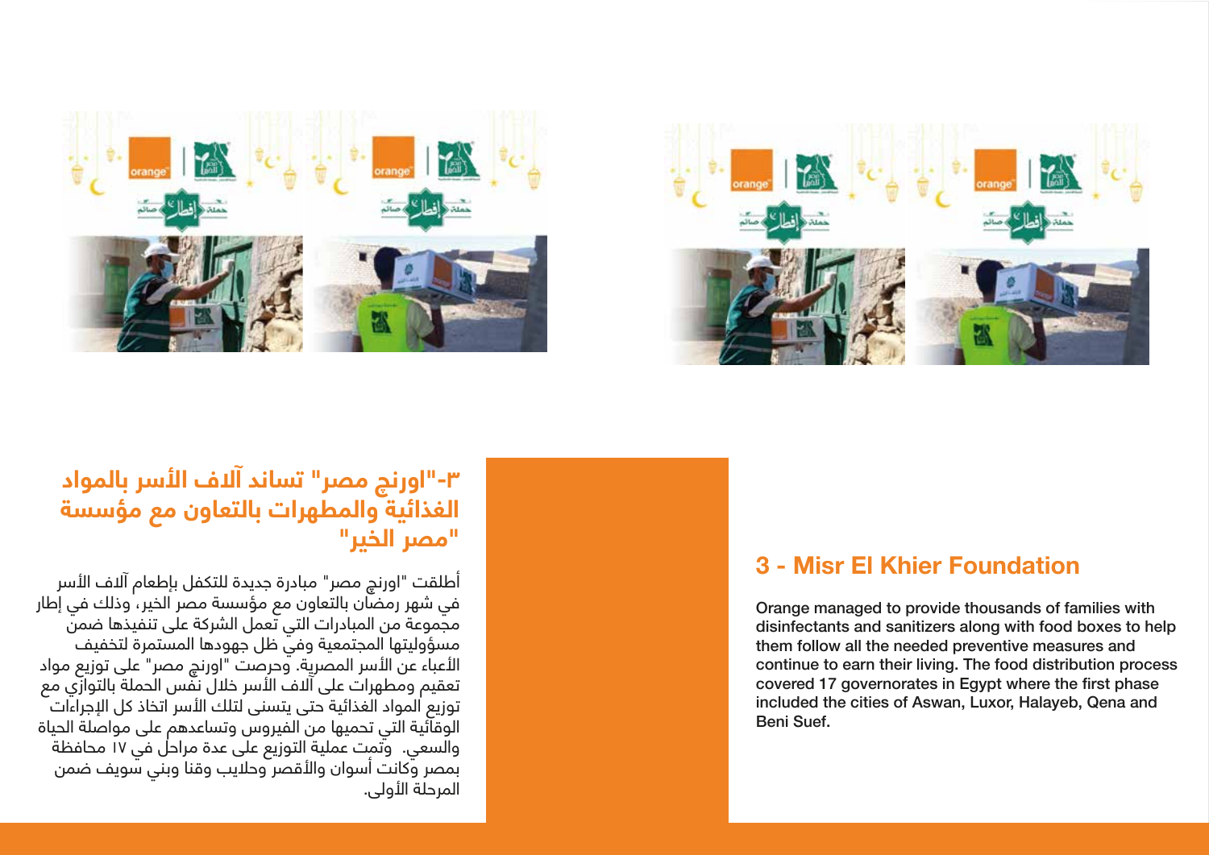## ٣-"اورنچ مصر" تساند آلاف الأسر بالمواد الغذائية والمطهرات بالتعاون مع مؤسسة "مصر الخير"

أطلقت "اورنچ مصر" مبادرة جديدة للتكفل بإطعام آلاف الأسر في شهر رمضان بالتعاون مع مؤسسة مصر الخير، وذلك في إطار مجموعة من المبادرات التي تعمل الشركة على تنفيذها ضمن مسؤوليتها المجتمعية وفي ظل جهودها المستمرة لتخفيف الأعباء عن الأسر المصرية. وحرصت "اورنچ مصر" على توزيع مواد تعقيم ومطهرات على آلاف الأسر خلال نفس الحملة بالتوازي مع توزيع المواد الغذائية حتى يتسنى لتلك الأسر اتخاذ كل الإجراءات الوقائية التي تحميها من الفيروس وتساعدهم على مواصلة الحياة والسعي. وتمت عملية التوزيع على عدة مراحل في ١٧ محافظة بمصر وكانت أسوان والأقصر وحلايب وقنا وبني سويف ضمن المرحلة الأولى.

## 3 - Misr El Khier Foundation

Orange managed to provide thousands of families with disinfectants and sanitizers along with food boxes to help them follow all the needed preventive measures and continue to earn their living. The food distribution process covered 17 governorates in Egypt where the first phase included the cities of Aswan, Luxor, Halayeb, Qena and Beni Suef.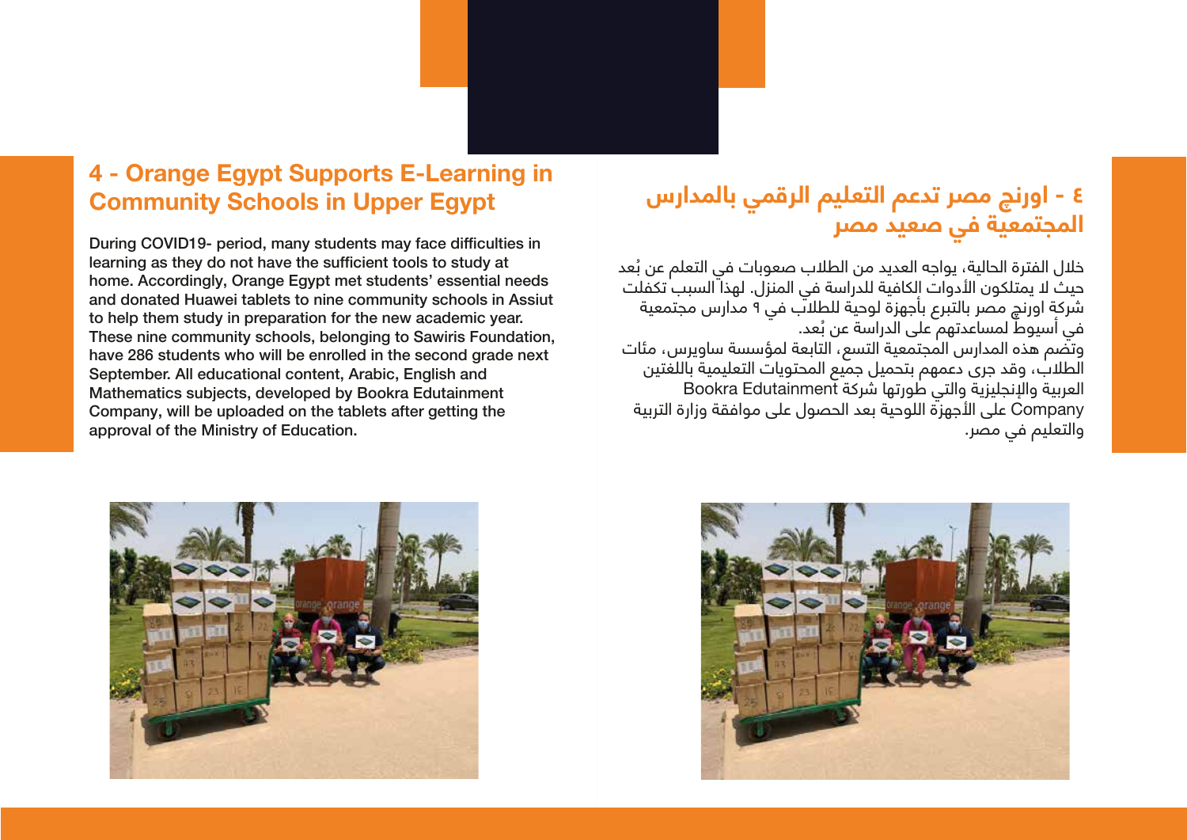## 4 - Orange Egypt Supports E-Learning in Community Schools in Upper Egypt

During COVID19- period, many students may face difficulties in learning as they do not have the sufficient tools to study at home. Accordingly, Orange Egypt met students' essential needs and donated Huawei tablets to nine community schools in Assiut to help them study in preparation for the new academic year. These nine community schools, belonging to Sawiris Foundation, have 286 students who will be enrolled in the second grade next September. All educational content, Arabic, English and Mathematics subjects, developed by Bookra Edutainment Company, will be uploaded on the tablets after getting the approval of the Ministry of Education.

## ٤ - اورنچ مصر تدعم التعليم الرقمي بالمدارس المجتمعية في صعيد مصر

خلال الفترة الحالية، يواجه العديد من الطلاب صعوبات في التعلم عن بُعد حيث لا يمتلكون الأدوات الكافية للدراسة في المنزل. لهذا السبب تكفلت شركة اورنچ مصر بالتبرع بأجهزة لوحية للطلاب في ٩ مدارس مجتمعية في أسيوط لمساعدتهم على الدراسة عن بُعد.
وتضم هذه المدارس المجتمعية التسع، التابعة لمؤسسة ساويرس، مئات الطلاب، وقد جرى دعمهم بتحميل جميع المحتويات التعليمية باللغتين العربية والإنجليزية والتي طورتها شركة Bookra Edutainment Company على الأجهزة اللوحية بعد الحصول على موافقة وزارة التربية والتعليم في مصر.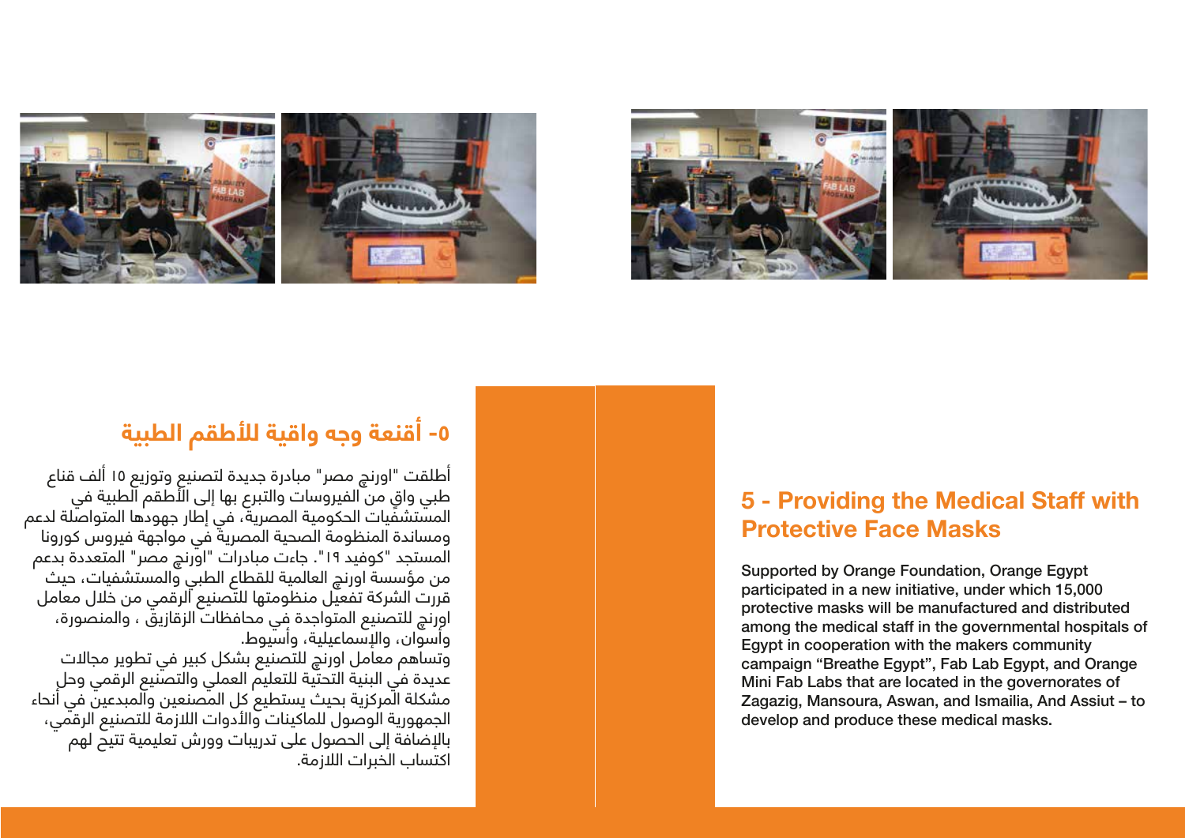## ٥- أقنعة وجه واقية للأطقم الطبية

أطلقت "اورنچ مصر" مبادرة جديدة لتصنيع وتوزيع ١٥ ألف قناع طبي واقٍ من الفيروسات والتبرع بها إلى الأطقم الطبية في المستشفيات الحكومية المصرية، في إطار جهودها المتواصلة لدعم ومساندة المنظومة الصحية المصرية في مواجهة فيروس كورونا المستجد "كوفيد ١٩". جاءت مبادرات "اورنچ مصر" المتعددة بدعم من مؤسسة اورنچ العالمية للقطاع الطبي والمستشفيات، حيث قررت الشركة تفعيل منظومتها للتصنيع الرقمي من خلال معامل اورنچ للتصنيع المتواجدة في محافظات الزقازيق ، والمنصورة، وأسوان، والإسماعيلية، وأسيوط.

وتساهم معامل اورنچ للتصنيع بشكل كبير في تطوير مجالات عديدة في البنية التحتية للتعليم العملي والتصنيع الرقمي وحل مشكلة المركزية بحيث يستطيع كل المصنعين والمبدعين في أنحاء الجمهورية الوصول للماكينات والأدوات اللازمة للتصنيع الرقمي، بالإضافة إلى الحصول على تدريبات وورش تعليمية تتيح لهم اكتساب الخبرات اللازمة.

## 5 - Providing the Medical Staff with Protective Face Masks

Supported by Orange Foundation, Orange Egypt participated in a new initiative, under which 15,000 protective masks will be manufactured and distributed among the medical staff in the governmental hospitals of Egypt in cooperation with the makers community campaign “Breathe Egypt”, Fab Lab Egypt, and Orange Mini Fab Labs that are located in the governorates of Zagazig, Mansoura, Aswan, and Ismailia, And Assiut – to develop and produce these medical masks.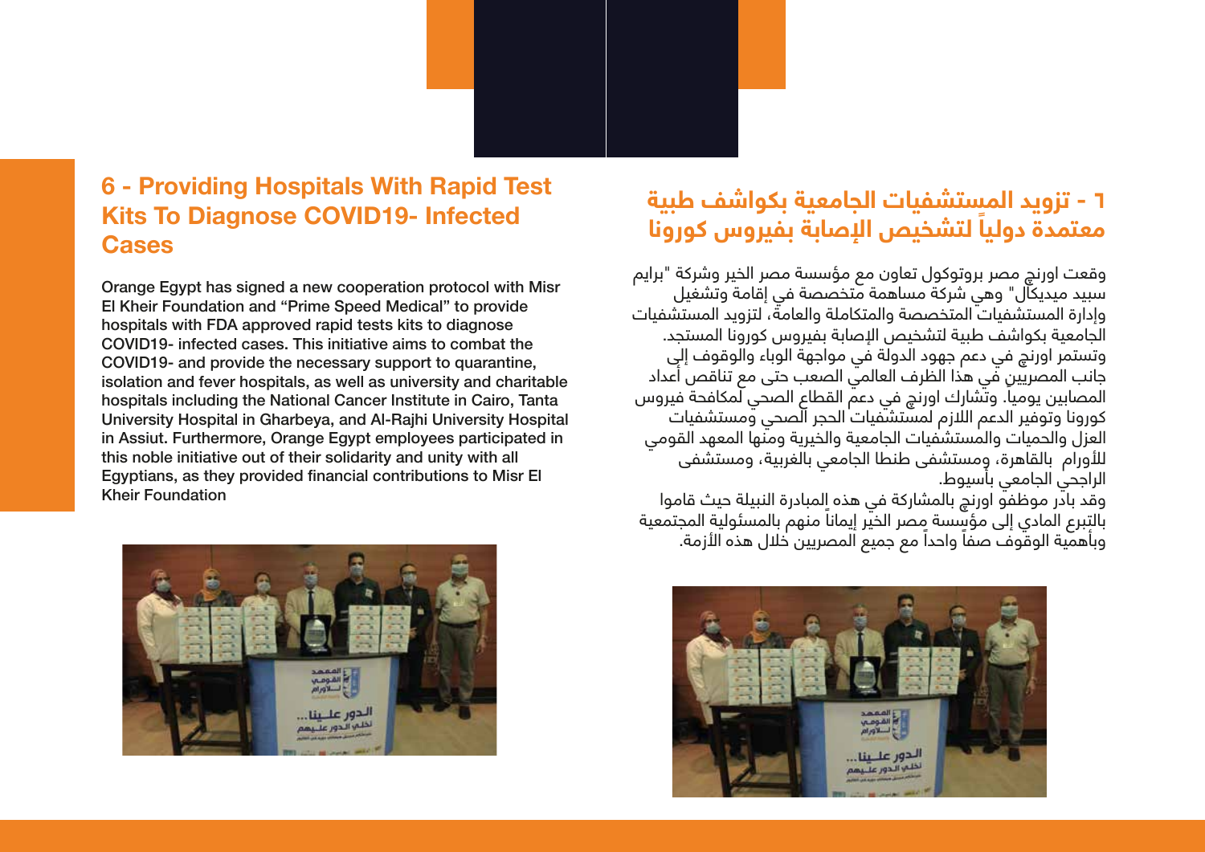## 6 - Providing Hospitals With Rapid Test Kits To Diagnose COVID19- Infected Cases

Orange Egypt has signed a new cooperation protocol with Misr El Kheir Foundation and "Prime Speed Medical" to provide hospitals with FDA approved rapid tests kits to diagnose COVID19- infected cases. This initiative aims to combat the COVID19- and provide the necessary support to quarantine, isolation and fever hospitals, as well as university and charitable hospitals including the National Cancer Institute in Cairo, Tanta University Hospital in Gharbeya, and Al-Rajhi University Hospital in Assiut. Furthermore, Orange Egypt employees participated in this noble initiative out of their solidarity and unity with all Egyptians, as they provided financial contributions to Misr El Kheir Foundation

## ٦ - تزويد المستشفيات الجامعية بكواشف طبية معتمدة دولياً لتشخيص الإصابة بفيروس كورونا

وقعت اورنچ مصر بروتوكول تعاون مع مؤسسة مصر الخير وشركة "برايم سبيد ميديكال" وهي شركة مساهمة متخصصة في إقامة وتشغيل وإدارة المستشفيات المتخصصة والمتكاملة والعامة، لتزويد المستشفيات الجامعية بكواشف طبية لتشخيص الإصابة بفيروس كورونا المستجد. وتستمر اورنچ في دعم جهود الدولة في مواجهة الوباء والوقوف إلى جانب المصريين في هذا الظرف العالمي الصعب حتى مع تناقص أعداد المصابين يومياً. وتشارك اورنچ في دعم القطاع الصحي لمكافحة فيروس كورونا وتوفير الدعم اللازم لمستشفيات الحجر الصحي ومستشفيات العزل والحميات والمستشفيات الجامعية والخيرية ومنها المعهد القومي للأورام بالقاهرة، ومستشفى طنطا الجامعي بالغربية، ومستشفى الراجحي الجامعي بأسيوط.
وقد بادر موظفو اورنچ بالمشاركة في هذه المبادرة النبيلة حيث قاموا بالتبرع المادي إلى مؤسسة مصر الخير إيماناً منهم بالمسئولية المجتمعية وبأهمية الوقوف صفاً واحداً مع جميع المصريين خلال هذه الأزمة.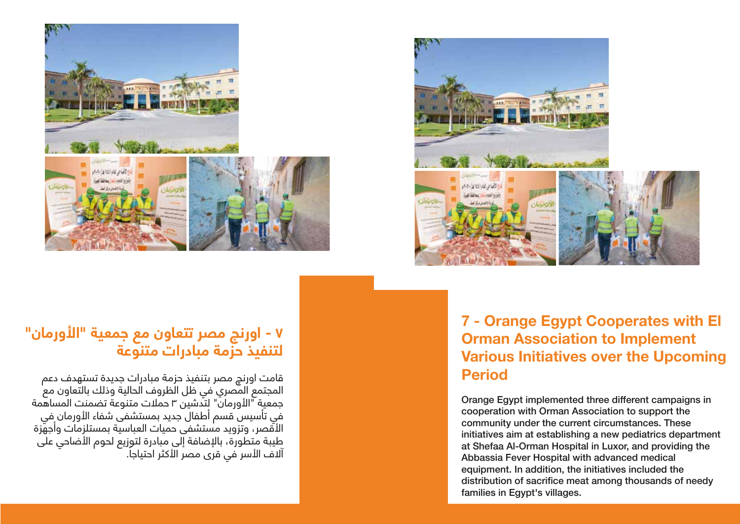## ٧ - اورنچ مصر تتعاون مع جمعية "الأورمان" لتنفيذ حزمة مبادرات متنوعة

قامت اورنچ مصر بتنفيذ حزمة مبادرات جديدة تستهدف دعم المجتمع المصري في ظل الظروف الحالية وذلك بالتعاون مع جمعية "الأورمان" لتدشين ٣ حملات متنوعة تضمنت المساهمة في تأسيس قسم أطفال جديد بمستشفى شفاء الأورمان في الأقصر، وتزويد مستشفى حميات العباسية بمستلزمات وأجهزة طبية متطورة، بالإضافة إلى مبادرة لتوزيع لحوم الأضاحي على آلاف الأسر في قرى مصر الأكثر احتياجا.

## 7 - Orange Egypt Cooperates with El Orman Association to Implement Various Initiatives over the Upcoming Period

Orange Egypt implemented three different campaigns in cooperation with Orman Association to support the community under the current circumstances. These initiatives aim at establishing a new pediatrics department at Shefaa Al-Orman Hospital in Luxor, and providing the Abbassia Fever Hospital with advanced medical equipment. In addition, the initiatives included the distribution of sacrifice meat among thousands of needy families in Egypt's villages.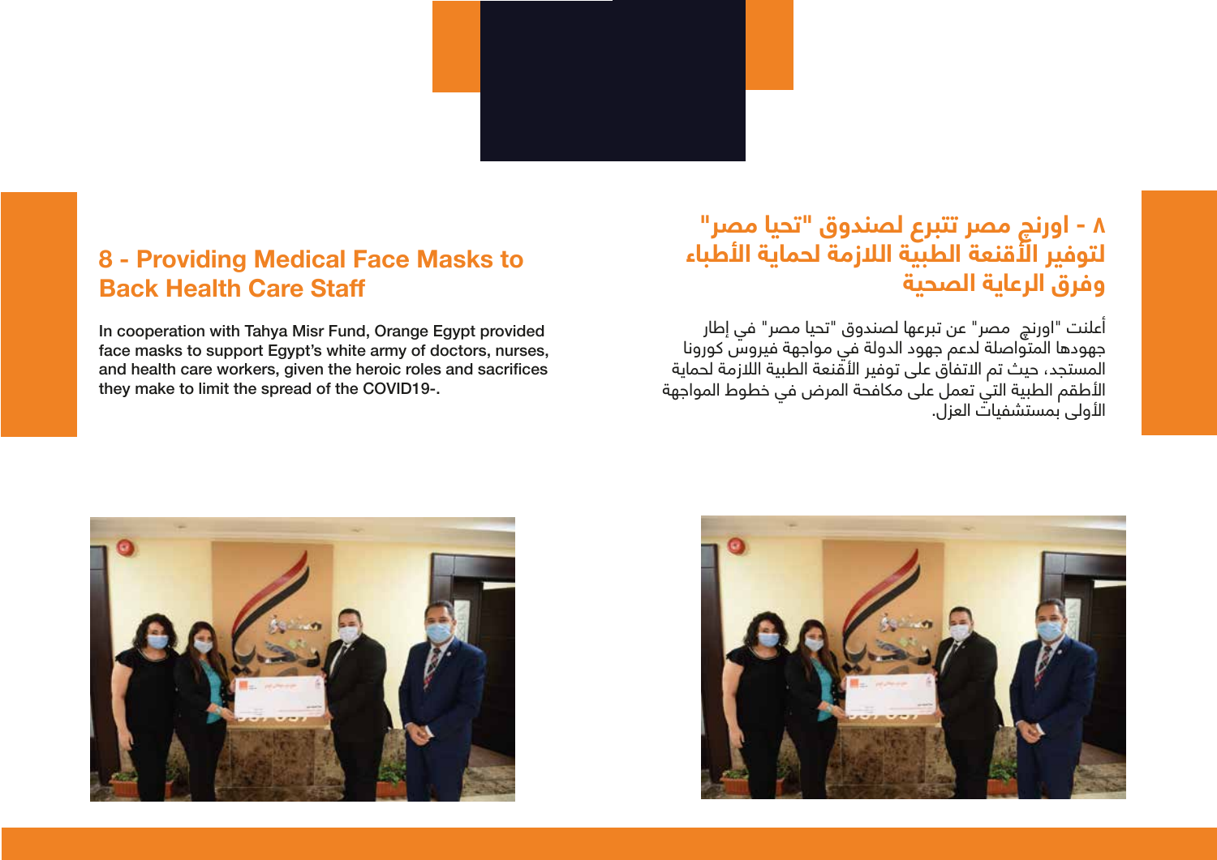## 8 - Providing Medical Face Masks to Back Health Care Staff

In cooperation with Tahya Misr Fund, Orange Egypt provided face masks to support Egypt's white army of doctors, nurses, and health care workers, given the heroic roles and sacrifices they make to limit the spread of the COVID19-.

## ٨ - اورنچ مصر تتبرع لصندوق "تحيا مصر" لتوفير الأقنعة الطبية اللازمة لحماية الأطباء وفرق الرعاية الصحية

أعلنت "اورنچ مصر" عن تبرعها لصندوق "تحيا مصر" في إطار جهودها المتواصلة لدعم جهود الدولة في مواجهة فيروس كورونا المستجد، حيث تم الاتفاق على توفير الأقنعة الطبية اللازمة لحماية الأطقم الطبية التي تعمل على مكافحة المرض في خطوط المواجهة الأولى بمستشفيات العزل.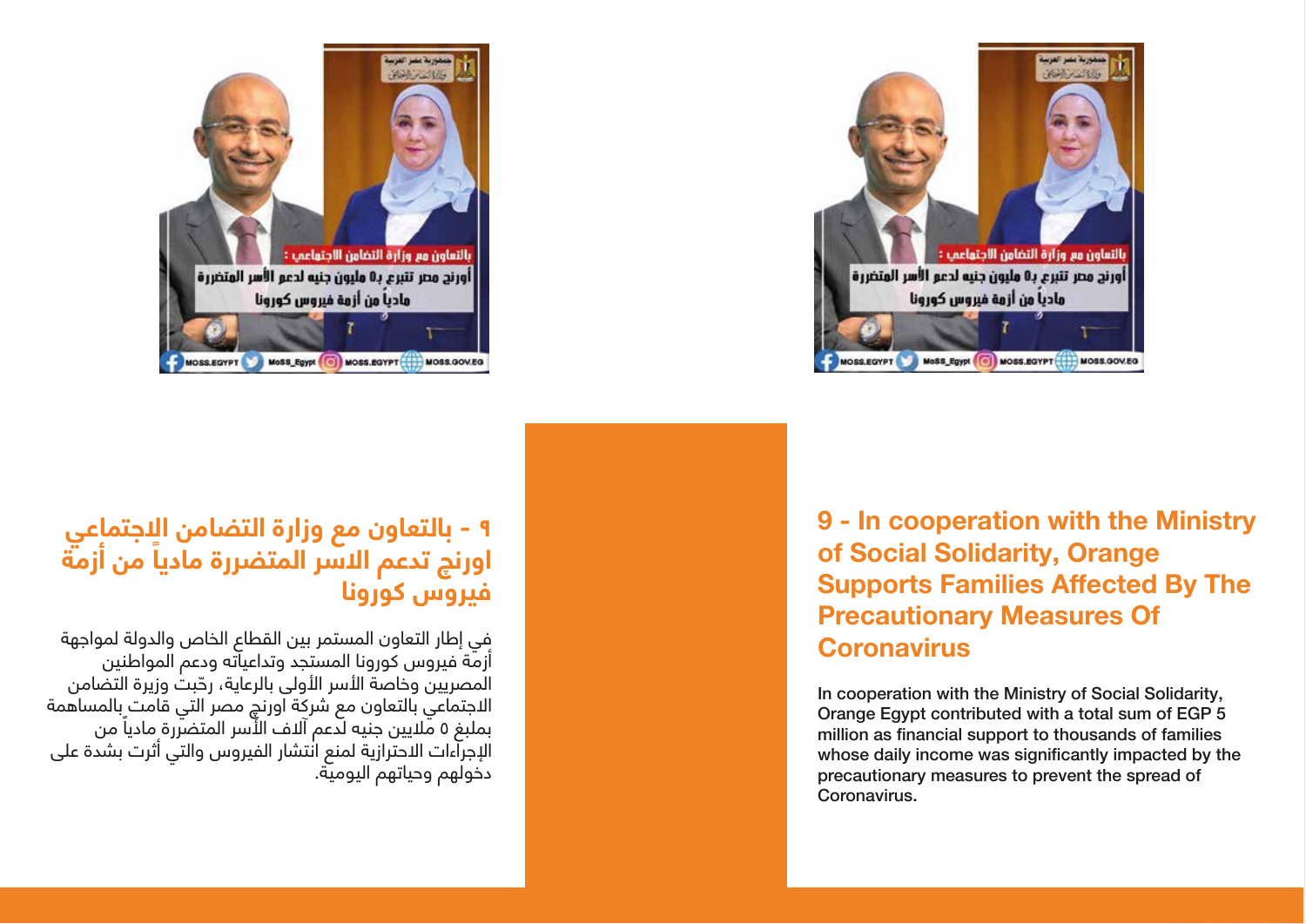## ٩ - بالتعاون مع وزارة التضامن الاجتماعي اورنچ تدعم الاسر المتضررة مادياً من أزمة فيروس كورونا

في إطار التعاون المستمر بين القطاع الخاص والدولة لمواجهة أزمة فيروس كورونا المستجد وتداعياته ودعم المواطنين المصريين وخاصة الأسر الأولى بالرعاية، رحّبت وزيرة التضامن الاجتماعي بالتعاون مع شركة اورنچ مصر التي قامت بالمساهمة بمبلغ ٥ ملايين جنيه لدعم آلاف الأسر المتضررة مادياً من الإجراءات الاحترازية لمنع انتشار الفيروس والتي أثرت بشدة على دخولهم وحياتهم اليومية.

## 9 - In cooperation with the Ministry of Social Solidarity, Orange Supports Families Affected By The Precautionary Measures Of Coronavirus

In cooperation with the Ministry of Social Solidarity, Orange Egypt contributed with a total sum of EGP 5 million as financial support to thousands of families whose daily income was significantly impacted by the precautionary measures to prevent the spread of Coronavirus.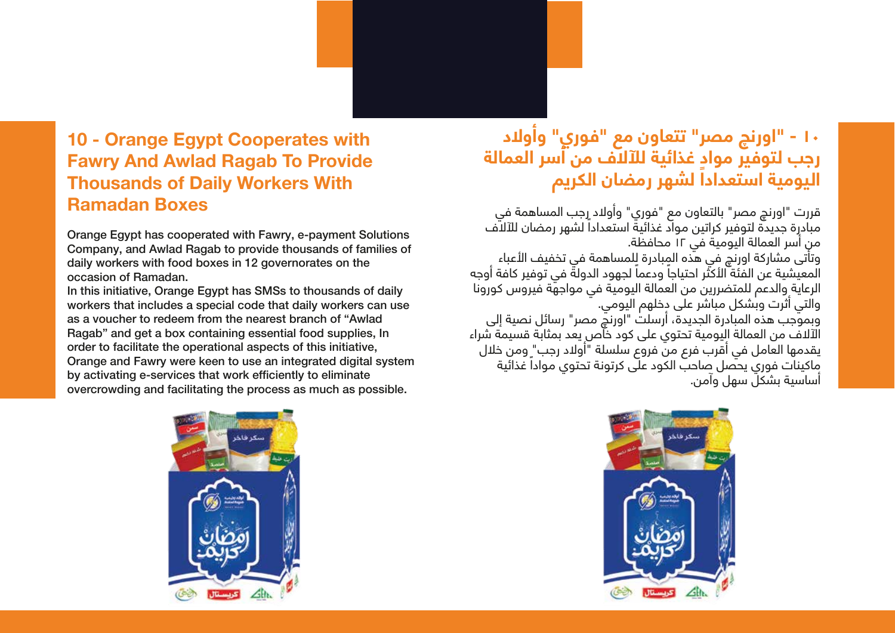## 10 - Orange Egypt Cooperates with Fawry And Awlad Ragab To Provide Thousands of Daily Workers With Ramadan Boxes

**Orange Egypt has cooperated with Fawry, e-payment Solutions Company, and Awlad Ragab to provide thousands of families of daily workers with food boxes in 12 governorates on the occasion of Ramadan.**

**In this initiative, Orange Egypt has SMSs to thousands of daily workers that includes a special code that daily workers can use as a voucher to redeem from the nearest branch of "Awlad Ragab" and get a box containing essential food supplies, In order to facilitate the operational aspects of this initiative, Orange and Fawry were keen to use an integrated digital system by activating e-services that work efficiently to eliminate overcrowding and facilitating the process as much as possible.**

## ١٠ - "اورنچ مصر" تتعاون مع "فوري" وأولاد رجب لتوفير موادٍ غذائية للآلاف من أسر العمالة اليومية استعداداً لشهر رمضان الكريم

قررت "اورنچ مصر" بالتعاون مع "فوري" وأولاد رجب المساهمة في مبادرة جديدة لتوفير كراتين مواد غذائية استعداداً لشهر رمضان للآلاف من أسر العمالة اليومية في ١٢ محافظة.

وتأتي مشاركة اورنچ في هذه المبادرة للمساهمة في تخفيف الأعباء المعيشية عن الفئة الأكثر احتياجاً ودعماً لجهود الدولة في توفير كافة أوجه الرعاية والدعم للمتضررين من العمالة اليومية في مواجهة فيروس كورونا والتي أثرت وبشكل مباشر على دخلهم اليومي.

وبموجب هذه المبادرة الجديدة، أرسلت "اورنچ مصر" رسائل نصية إلى الآلاف من العمالة اليومية تحتوي على كود خاص يعد بمثابة قسيمة شراء يقدمها العامل في أقرب فرع من فروع سلسلة "أولاد رجب" ومن خلال ماكينات فوري يحصل صاحب الكود على كرتونة تحتوي مواداً غذائية أساسية بشكل سهل وآمن.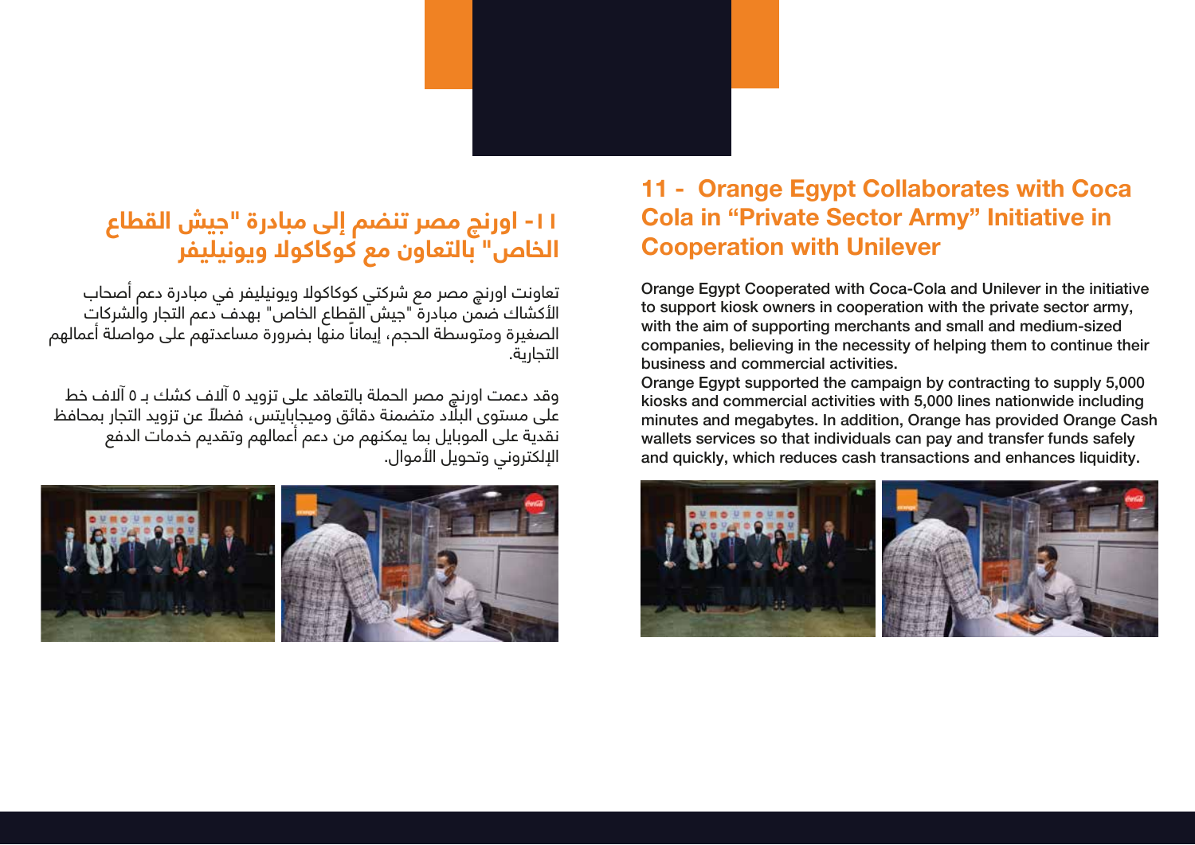## ١١- اورنچ مصر تنضم إلى مبادرة "جيش القطاع الخاص" بالتعاون مع كوكاكولا ويونيليفر

تعاونت اورنچ مصر مع شركتي كوكاكولا ويونيليفر في مبادرة دعم أصحاب الأكشاك ضمن مبادرة "جيش القطاع الخاص" بهدف دعم التجار والشركات الصغيرة ومتوسطة الحجم، إيماناً منها بضرورة مساعدتهم على مواصلة أعمالهم التجارية.

وقد دعمت اورنچ مصر الحملة بالتعاقد على تزويد ٥ آلاف كشك بـ ٥ آلاف خط على مستوى البلاد متضمنة دقائق وميجابايتس، فضلاً عن تزويد التجار بمحافظ نقدية على الموبايل بما يمكنهم من دعم أعمالهم وتقديم خدمات الدفع الإلكتروني وتحويل الأموال.

## 11 - Orange Egypt Collaborates with Coca Cola in "Private Sector Army" Initiative in Cooperation with Unilever

Orange Egypt Cooperated with Coca-Cola and Unilever in the initiative to support kiosk owners in cooperation with the private sector army, with the aim of supporting merchants and small and medium-sized companies, believing in the necessity of helping them to continue their business and commercial activities.

Orange Egypt supported the campaign by contracting to supply 5,000 kiosks and commercial activities with 5,000 lines nationwide including minutes and megabytes. In addition, Orange has provided Orange Cash wallets services so that individuals can pay and transfer funds safely and quickly, which reduces cash transactions and enhances liquidity.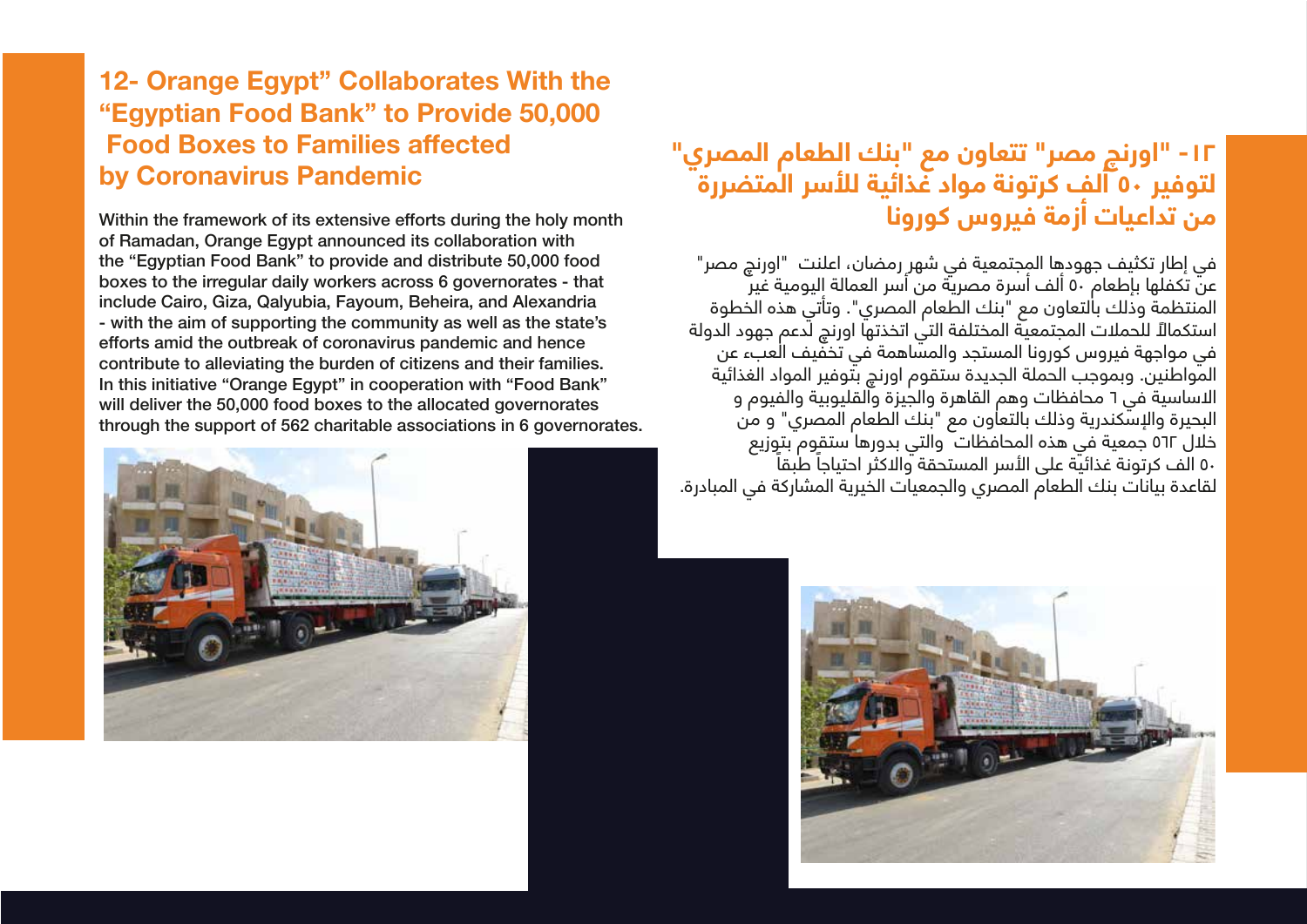## 12- Orange Egypt" Collaborates With the "Egyptian Food Bank" to Provide 50,000 Food Boxes to Families affected by Coronavirus Pandemic

Within the framework of its extensive efforts during the holy month of Ramadan, Orange Egypt announced its collaboration with the "Egyptian Food Bank" to provide and distribute 50,000 food boxes to the irregular daily workers across 6 governorates - that include Cairo, Giza, Qalyubia, Fayoum, Beheira, and Alexandria - with the aim of supporting the community as well as the state's efforts amid the outbreak of coronavirus pandemic and hence contribute to alleviating the burden of citizens and their families. In this initiative "Orange Egypt" in cooperation with "Food Bank" will deliver the 50,000 food boxes to the allocated governorates through the support of 562 charitable associations in 6 governorates.

## ١٢- "اورنچ مصر" تتعاون مع "بنك الطعام المصري" لتوفير ٥٠ ألف كرتونة مواد غذائية للأسر المتضررة من تداعيات أزمة فيروس كورونا

في إطار تكثيف جهودها المجتمعية في شهر رمضان، اعلنت "اورنچ مصر" عن تكفلها بإطعام ٥٠ ألف أسرة مصرية من أسر العمالة اليومية غير المنتظمة وذلك بالتعاون مع "بنك الطعام المصري". وتأتي هذه الخطوة استكمالاً للحملات المجتمعية المختلفة التي اتخذتها اورنچ لدعم جهود الدولة في مواجهة فيروس كورونا المستجد والمساهمة في تخفيف العبء عن المواطنين. وبموجب الحملة الجديدة ستقوم اورنچ بتوفير المواد الغذائية الاساسية في ٦ محافظات وهم القاهرة والجيزة والقليوبية والفيوم و البحيرة والإسكندرية وذلك بالتعاون مع "بنك الطعام المصري" و من خلال ٥٦٢ جمعية في هذه المحافظات والتي بدورها ستقوم بتوزيع ٥٠ الف كرتونة غذائية على الأسر المستحقة والاكثر احتياجاً طبقاً لقاعدة بيانات بنك الطعام المصري والجمعيات الخيرية المشاركة في المبادرة.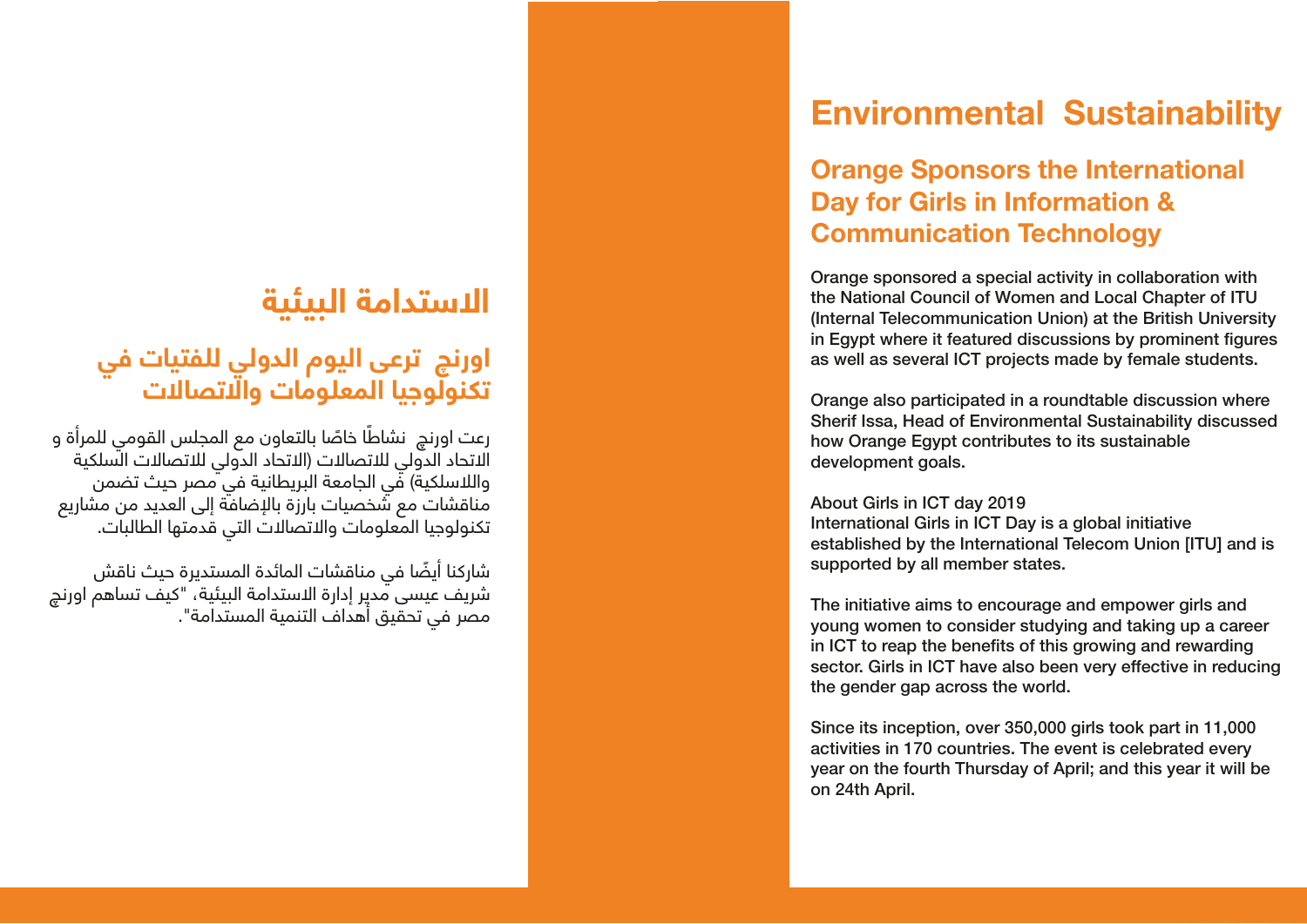# الاستدامة البيئية

## اورنچ ترعى اليوم الدولي للفتيات في تكنولوجيا المعلومات والاتصالات

رعت اورنچ نشاطًا خاصًا بالتعاون مع المجلس القومي للمرأة و الاتحاد الدولي للاتصالات (الاتحاد الدولي للاتصالات السلكية واللاسلكية) في الجامعة البريطانية في مصر حيث تضمن مناقشات مع شخصيات بارزة بالإضافة إلى العديد من مشاريع تكنولوجيا المعلومات والاتصالات التي قدمتها الطالبات.

شاركنا أيضًا في مناقشات المائدة المستديرة حيث ناقش شريف عيسى مدير إدارة الاستدامة البيئية، "كيف تساهم اورنچ مصر في تحقيق أهداف التنمية المستدامة".

# Environmental Sustainability

## Orange Sponsors the International Day for Girls in Information & Communication Technology

Orange sponsored a special activity in collaboration with the National Council of Women and Local Chapter of ITU (Internal Telecommunication Union) at the British University in Egypt where it featured discussions by prominent figures as well as several ICT projects made by female students.

Orange also participated in a roundtable discussion where Sherif Issa, Head of Environmental Sustainability discussed how Orange Egypt contributes to its sustainable development goals.

About Girls in ICT day 2019
International Girls in ICT Day is a global initiative established by the International Telecom Union [ITU] and is supported by all member states.

The initiative aims to encourage and empower girls and young women to consider studying and taking up a career in ICT to reap the benefits of this growing and rewarding sector. Girls in ICT have also been very effective in reducing the gender gap across the world.

Since its inception, over 350,000 girls took part in 11,000 activities in 170 countries. The event is celebrated every year on the fourth Thursday of April; and this year it will be on 24th April.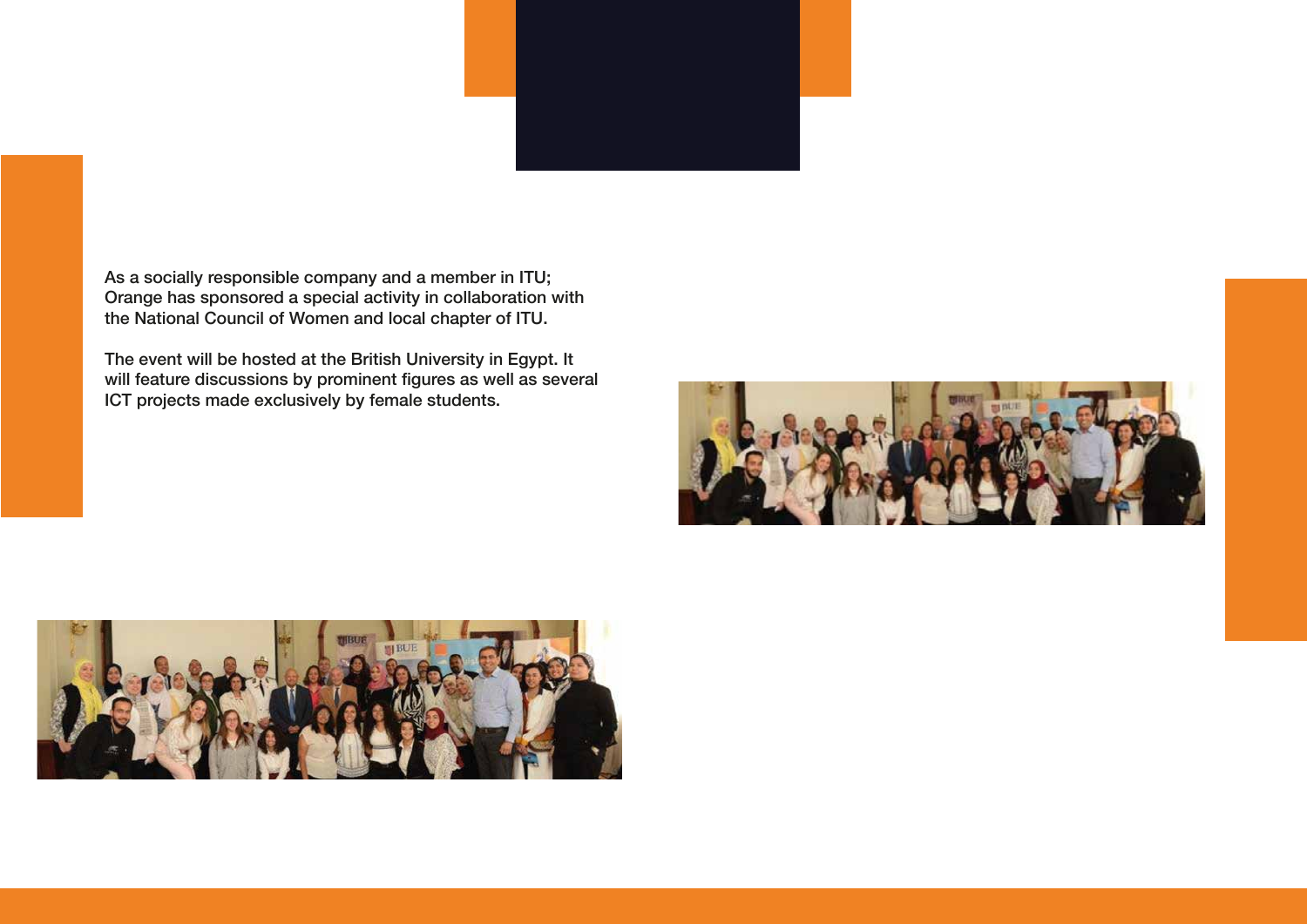As a socially responsible company and a member in ITU; Orange has sponsored a special activity in collaboration with the National Council of Women and local chapter of ITU.

The event will be hosted at the British University in Egypt. It will feature discussions by prominent figures as well as several ICT projects made exclusively by female students.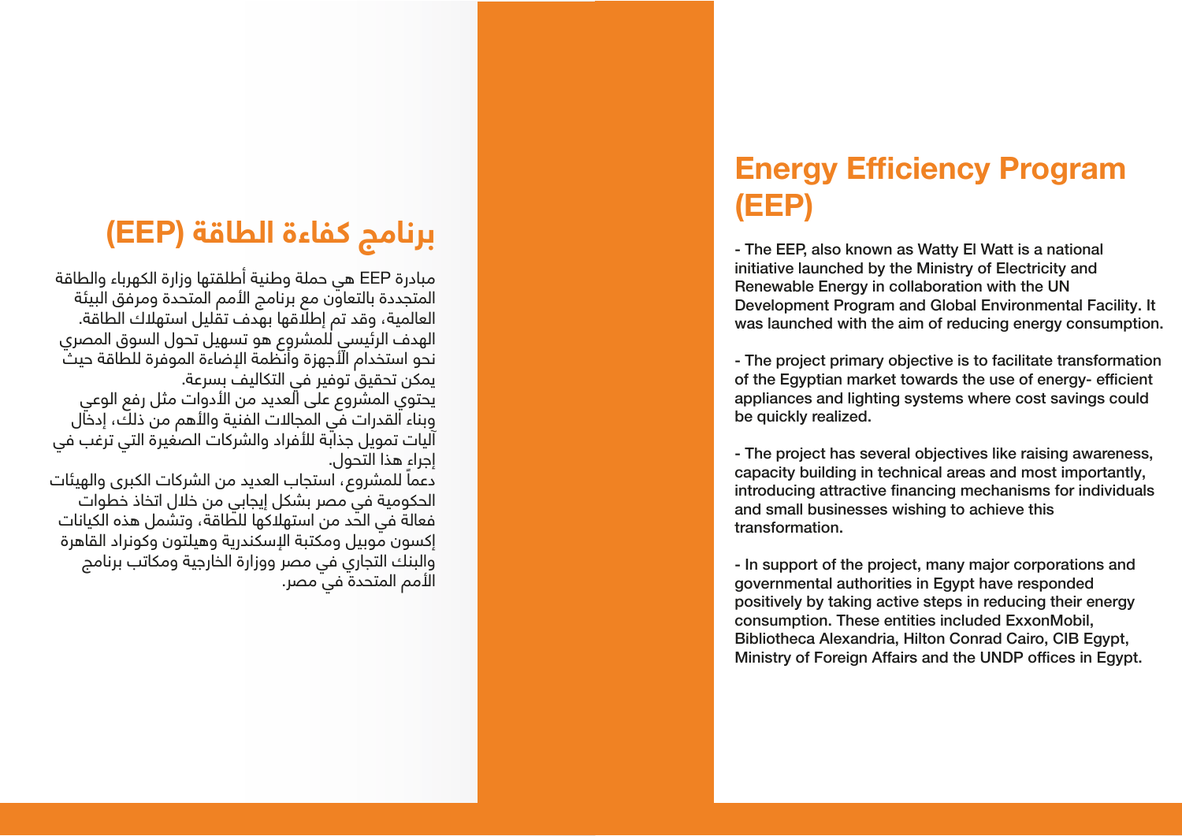## برنامج كفاءة الطاقة (EEP)

مبادرة EEP هي حملة وطنية أطلقتها وزارة الكهرباء والطاقة المتجددة بالتعاون مع برنامج الأمم المتحدة ومرفق البيئة العالمية، وقد تم إطلاقها بهدف تقليل استهلاك الطاقة.
الهدف الرئيسي للمشروع هو تسهيل تحول السوق المصري نحو استخدام الأجهزة وأنظمة الإضاءة الموفرة للطاقة حيث يمكن تحقيق توفير في التكاليف بسرعة.
يحتوي المشروع على العديد من الأدوات مثل رفع الوعي وبناء القدرات في المجالات الفنية والأهم من ذلك، إدخال آليات تمويل جذابة للأفراد والشركات الصغيرة التي ترغب في إجراء هذا التحول.
دعماً للمشروع، استجاب العديد من الشركات الكبرى والهيئات الحكومية في مصر بشكل إيجابي من خلال اتخاذ خطوات فعالة في الحد من استهلاكها للطاقة، وتشمل هذه الكيانات إكسون موبيل ومكتبة الإسكندرية وهيلتون وكونراد القاهرة والبنك التجاري في مصر ووزارة الخارجية ومكاتب برنامج الأمم المتحدة في مصر.

## Energy Efficiency Program (EEP)

- The EEP, also known as Watty El Watt is a national initiative launched by the Ministry of Electricity and Renewable Energy in collaboration with the UN Development Program and Global Environmental Facility. It was launched with the aim of reducing energy consumption.

- The project primary objective is to facilitate transformation of the Egyptian market towards the use of energy- efficient appliances and lighting systems where cost savings could be quickly realized.

- The project has several objectives like raising awareness, capacity building in technical areas and most importantly, introducing attractive financing mechanisms for individuals and small businesses wishing to achieve this transformation.

- In support of the project, many major corporations and governmental authorities in Egypt have responded positively by taking active steps in reducing their energy consumption. These entities included ExxonMobil, Bibliotheca Alexandria, Hilton Conrad Cairo, CIB Egypt, Ministry of Foreign Affairs and the UNDP offices in Egypt.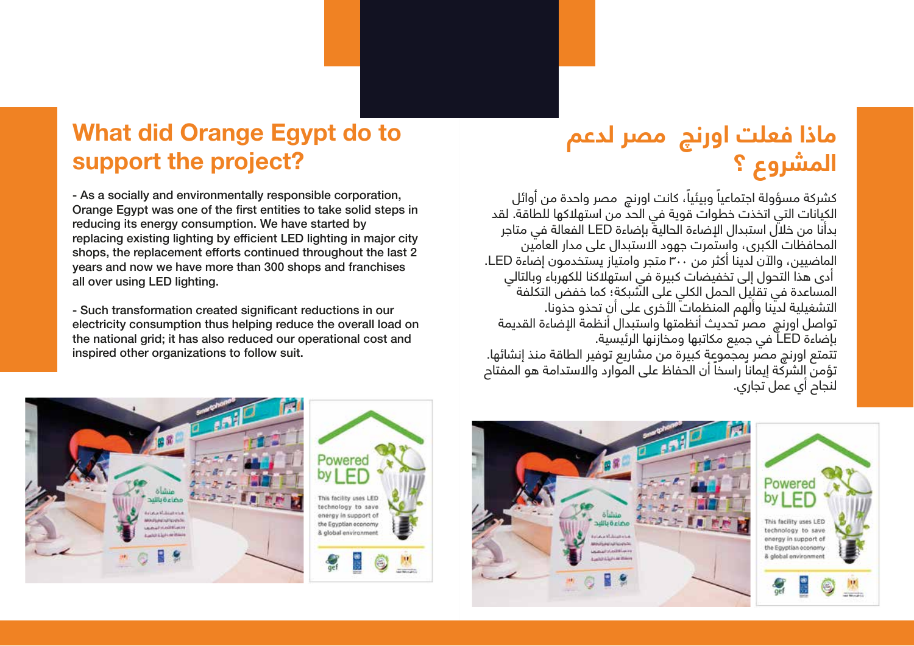## What did Orange Egypt do to support the project?

- As a socially and environmentally responsible corporation, Orange Egypt was one of the first entities to take solid steps in reducing its energy consumption. We have started by replacing existing lighting by efficient LED lighting in major city shops, the replacement efforts continued throughout the last 2 years and now we have more than 300 shops and franchises all over using LED lighting.

- Such transformation created significant reductions in our electricity consumption thus helping reduce the overall load on the national grid; it has also reduced our operational cost and inspired other organizations to follow suit.

## ماذا فعلت اورنچ  مصر لدعم المشروع ؟

كشركة مسؤولة اجتماعياً وبيئياً، كانت اورنچ  مصر واحدة من أوائل الكيانات التي اتخذت خطوات قوية في الحد من استهلاكها للطاقة. لقد بدأنا من خلال استبدال الإضاءة الحالية بإضاءة LED الفعالة في متاجر المحافظات الكبرى، واستمرت جهود الاستبدال على مدار العامين الماضيين، والآن لدينا أكثر من ٣٠٠ متجر وامتياز يستخدمون إضاءة LED.

أدى هذا التحول إلى تخفيضات كبيرة في استهلاكنا للكهرباء وبالتالي المساعدة في تقليل الحمل الكلي على الشبكة؛ كما خفض التكلفة التشغيلية لدينا وألهم المنظمات الأخرى على أن تحذو حذونا.

تواصل اورنچ  مصر تحديث أنظمتها واستبدال أنظمة الإضاءة القديمة بإضاءة LED في جميع مكاتبها ومخازنها الرئيسية.

تتمتع اورنچ مصر بمجموعة كبيرة من مشاريع توفير الطاقة منذ إنشائها. تؤمن الشركة إيماناً راسخاً أن الحفاظ على الموارد والاستدامة هو المفتاح لنجاح أي عمل تجاري.